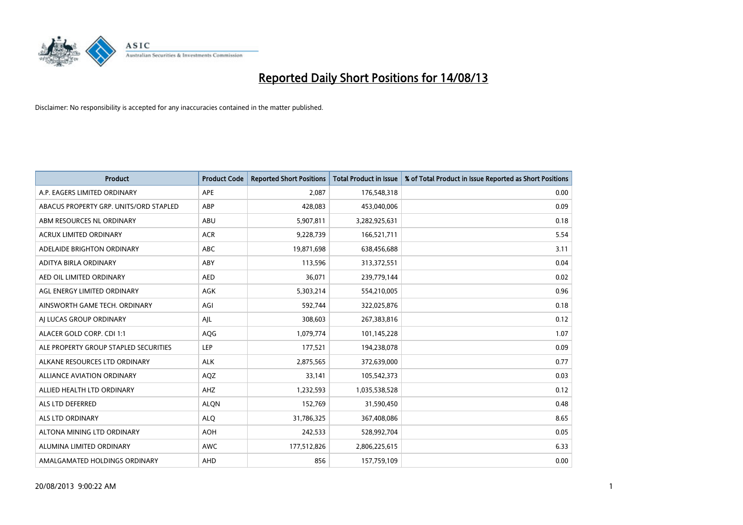# Reported Daily Short Positions for 14/08/13

Disclaimer: No responsibility is accepted for any inaccuracies contained in the matter published.

| Product | Product Code | Reported Short Positions | Total Product in Issue | % of Total Product in Issue Reported as Short Positions |
|---|---|---|---|---|
| A.P. EAGERS LIMITED ORDINARY | APE | 2,087 | 176,548,318 | 0.00 |
| ABACUS PROPERTY GRP. UNITS/ORD STAPLED | ABP | 428,083 | 453,040,006 | 0.09 |
| ABM RESOURCES NL ORDINARY | ABU | 5,907,811 | 3,282,925,631 | 0.18 |
| ACRUX LIMITED ORDINARY | ACR | 9,228,739 | 166,521,711 | 5.54 |
| ADELAIDE BRIGHTON ORDINARY | ABC | 19,871,698 | 638,456,688 | 3.11 |
| ADITYA BIRLA ORDINARY | ABY | 113,596 | 313,372,551 | 0.04 |
| AED OIL LIMITED ORDINARY | AED | 36,071 | 239,779,144 | 0.02 |
| AGL ENERGY LIMITED ORDINARY | AGK | 5,303,214 | 554,210,005 | 0.96 |
| AINSWORTH GAME TECH. ORDINARY | AGI | 592,744 | 322,025,876 | 0.18 |
| AJ LUCAS GROUP ORDINARY | AJL | 308,603 | 267,383,816 | 0.12 |
| ALACER GOLD CORP. CDI 1:1 | AQG | 1,079,774 | 101,145,228 | 1.07 |
| ALE PROPERTY GROUP STAPLED SECURITIES | LEP | 177,521 | 194,238,078 | 0.09 |
| ALKANE RESOURCES LTD ORDINARY | ALK | 2,875,565 | 372,639,000 | 0.77 |
| ALLIANCE AVIATION ORDINARY | AQZ | 33,141 | 105,542,373 | 0.03 |
| ALLIED HEALTH LTD ORDINARY | AHZ | 1,232,593 | 1,035,538,528 | 0.12 |
| ALS LTD DEFERRED | ALQN | 152,769 | 31,590,450 | 0.48 |
| ALS LTD ORDINARY | ALQ | 31,786,325 | 367,408,086 | 8.65 |
| ALTONA MINING LTD ORDINARY | AOH | 242,533 | 528,992,704 | 0.05 |
| ALUMINA LIMITED ORDINARY | AWC | 177,512,826 | 2,806,225,615 | 6.33 |
| AMALGAMATED HOLDINGS ORDINARY | AHD | 856 | 157,759,109 | 0.00 |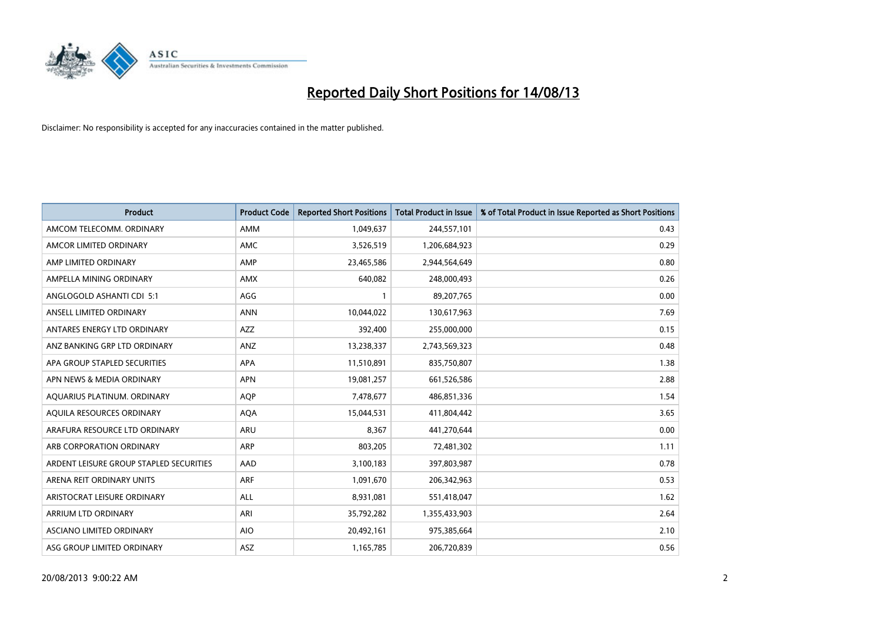# Reported Daily Short Positions for 14/08/13

Disclaimer: No responsibility is accepted for any inaccuracies contained in the matter published.

| Product | Product Code | Reported Short Positions | Total Product in Issue | % of Total Product in Issue Reported as Short Positions |
|---|---|---|---|---|
| AMCOM TELECOMM. ORDINARY | AMM | 1,049,637 | 244,557,101 | 0.43 |
| AMCOR LIMITED ORDINARY | AMC | 3,526,519 | 1,206,684,923 | 0.29 |
| AMP LIMITED ORDINARY | AMP | 23,465,586 | 2,944,564,649 | 0.80 |
| AMPELLA MINING ORDINARY | AMX | 640,082 | 248,000,493 | 0.26 |
| ANGLOGOLD ASHANTI CDI 5:1 | AGG | 1 | 89,207,765 | 0.00 |
| ANSELL LIMITED ORDINARY | ANN | 10,044,022 | 130,617,963 | 7.69 |
| ANTARES ENERGY LTD ORDINARY | AZZ | 392,400 | 255,000,000 | 0.15 |
| ANZ BANKING GRP LTD ORDINARY | ANZ | 13,238,337 | 2,743,569,323 | 0.48 |
| APA GROUP STAPLED SECURITIES | APA | 11,510,891 | 835,750,807 | 1.38 |
| APN NEWS & MEDIA ORDINARY | APN | 19,081,257 | 661,526,586 | 2.88 |
| AQUARIUS PLATINUM. ORDINARY | AQP | 7,478,677 | 486,851,336 | 1.54 |
| AQUILA RESOURCES ORDINARY | AQA | 15,044,531 | 411,804,442 | 3.65 |
| ARAFURA RESOURCE LTD ORDINARY | ARU | 8,367 | 441,270,644 | 0.00 |
| ARB CORPORATION ORDINARY | ARP | 803,205 | 72,481,302 | 1.11 |
| ARDENT LEISURE GROUP STAPLED SECURITIES | AAD | 3,100,183 | 397,803,987 | 0.78 |
| ARENA REIT ORDINARY UNITS | ARF | 1,091,670 | 206,342,963 | 0.53 |
| ARISTOCRAT LEISURE ORDINARY | ALL | 8,931,081 | 551,418,047 | 1.62 |
| ARRIUM LTD ORDINARY | ARI | 35,792,282 | 1,355,433,903 | 2.64 |
| ASCIANO LIMITED ORDINARY | AIO | 20,492,161 | 975,385,664 | 2.10 |
| ASG GROUP LIMITED ORDINARY | ASZ | 1,165,785 | 206,720,839 | 0.56 |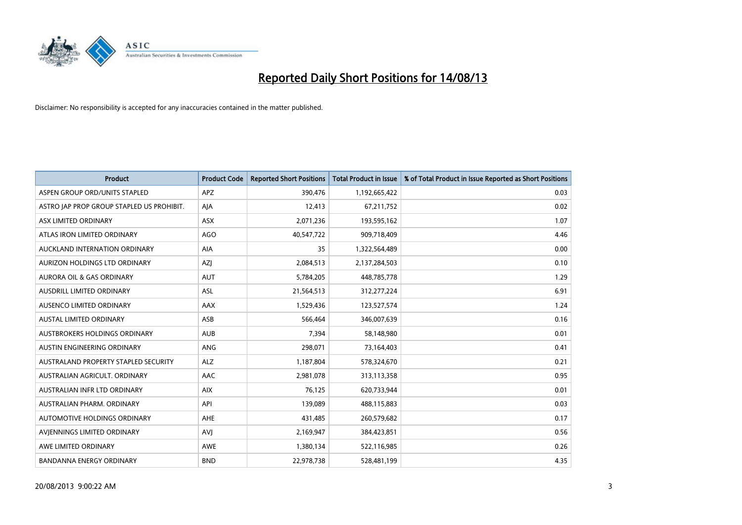# Reported Daily Short Positions for 14/08/13

Disclaimer: No responsibility is accepted for any inaccuracies contained in the matter published.

| Product | Product Code | Reported Short Positions | Total Product in Issue | % of Total Product in Issue Reported as Short Positions |
|---|---|---|---|---|
| ASPEN GROUP ORD/UNITS STAPLED | APZ | 390,476 | 1,192,665,422 | 0.03 |
| ASTRO JAP PROP GROUP STAPLED US PROHIBIT. | AJA | 12,413 | 67,211,752 | 0.02 |
| ASX LIMITED ORDINARY | ASX | 2,071,236 | 193,595,162 | 1.07 |
| ATLAS IRON LIMITED ORDINARY | AGO | 40,547,722 | 909,718,409 | 4.46 |
| AUCKLAND INTERNATION ORDINARY | AIA | 35 | 1,322,564,489 | 0.00 |
| AURIZON HOLDINGS LTD ORDINARY | AZJ | 2,084,513 | 2,137,284,503 | 0.10 |
| AURORA OIL & GAS ORDINARY | AUT | 5,784,205 | 448,785,778 | 1.29 |
| AUSDRILL LIMITED ORDINARY | ASL | 21,564,513 | 312,277,224 | 6.91 |
| AUSENCO LIMITED ORDINARY | AAX | 1,529,436 | 123,527,574 | 1.24 |
| AUSTAL LIMITED ORDINARY | ASB | 566,464 | 346,007,639 | 0.16 |
| AUSTBROKERS HOLDINGS ORDINARY | AUB | 7,394 | 58,148,980 | 0.01 |
| AUSTIN ENGINEERING ORDINARY | ANG | 298,071 | 73,164,403 | 0.41 |
| AUSTRALAND PROPERTY STAPLED SECURITY | ALZ | 1,187,804 | 578,324,670 | 0.21 |
| AUSTRALIAN AGRICULT. ORDINARY | AAC | 2,981,078 | 313,113,358 | 0.95 |
| AUSTRALIAN INFR LTD ORDINARY | AIX | 76,125 | 620,733,944 | 0.01 |
| AUSTRALIAN PHARM. ORDINARY | API | 139,089 | 488,115,883 | 0.03 |
| AUTOMOTIVE HOLDINGS ORDINARY | AHE | 431,485 | 260,579,682 | 0.17 |
| AVJENNINGS LIMITED ORDINARY | AVJ | 2,169,947 | 384,423,851 | 0.56 |
| AWE LIMITED ORDINARY | AWE | 1,380,134 | 522,116,985 | 0.26 |
| BANDANNA ENERGY ORDINARY | BND | 22,978,738 | 528,481,199 | 4.35 |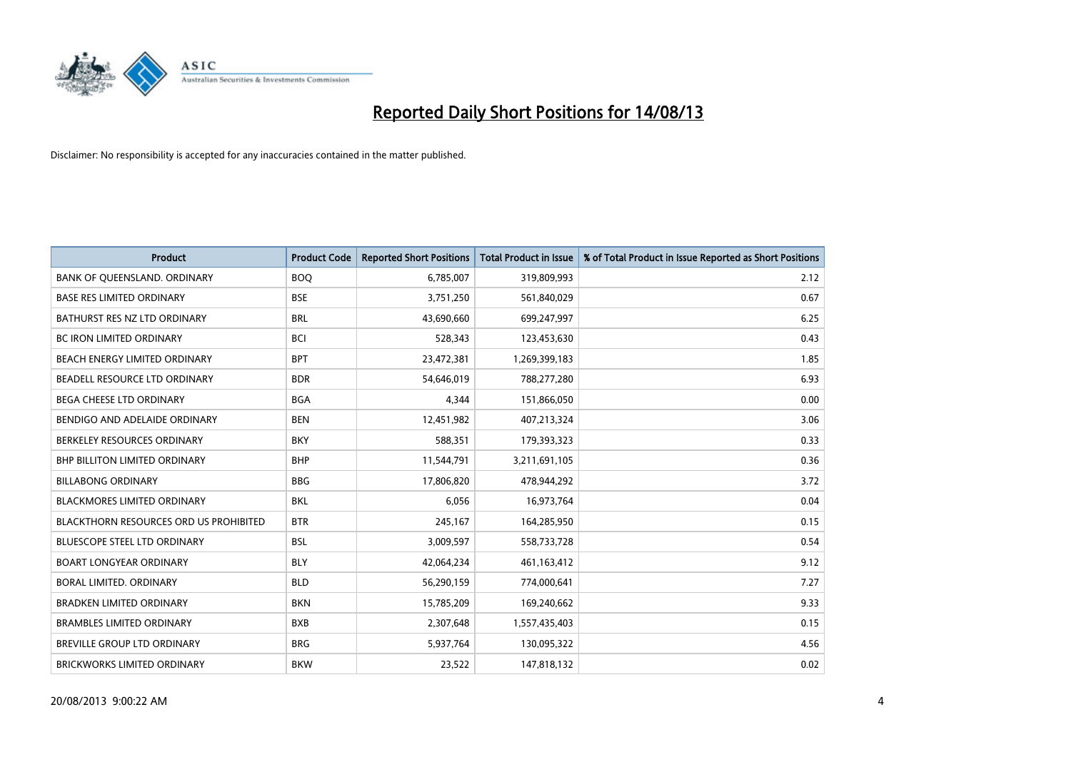# Reported Daily Short Positions for 14/08/13

Disclaimer: No responsibility is accepted for any inaccuracies contained in the matter published.

| Product | Product Code | Reported Short Positions | Total Product in Issue | % of Total Product in Issue Reported as Short Positions |
|---|---|---|---|---|
| BANK OF QUEENSLAND. ORDINARY | BOQ | 6,785,007 | 319,809,993 | 2.12 |
| BASE RES LIMITED ORDINARY | BSE | 3,751,250 | 561,840,029 | 0.67 |
| BATHURST RES NZ LTD ORDINARY | BRL | 43,690,660 | 699,247,997 | 6.25 |
| BC IRON LIMITED ORDINARY | BCI | 528,343 | 123,453,630 | 0.43 |
| BEACH ENERGY LIMITED ORDINARY | BPT | 23,472,381 | 1,269,399,183 | 1.85 |
| BEADELL RESOURCE LTD ORDINARY | BDR | 54,646,019 | 788,277,280 | 6.93 |
| BEGA CHEESE LTD ORDINARY | BGA | 4,344 | 151,866,050 | 0.00 |
| BENDIGO AND ADELAIDE ORDINARY | BEN | 12,451,982 | 407,213,324 | 3.06 |
| BERKELEY RESOURCES ORDINARY | BKY | 588,351 | 179,393,323 | 0.33 |
| BHP BILLITON LIMITED ORDINARY | BHP | 11,544,791 | 3,211,691,105 | 0.36 |
| BILLABONG ORDINARY | BBG | 17,806,820 | 478,944,292 | 3.72 |
| BLACKMORES LIMITED ORDINARY | BKL | 6,056 | 16,973,764 | 0.04 |
| BLACKTHORN RESOURCES ORD US PROHIBITED | BTR | 245,167 | 164,285,950 | 0.15 |
| BLUESCOPE STEEL LTD ORDINARY | BSL | 3,009,597 | 558,733,728 | 0.54 |
| BOART LONGYEAR ORDINARY | BLY | 42,064,234 | 461,163,412 | 9.12 |
| BORAL LIMITED. ORDINARY | BLD | 56,290,159 | 774,000,641 | 7.27 |
| BRADKEN LIMITED ORDINARY | BKN | 15,785,209 | 169,240,662 | 9.33 |
| BRAMBLES LIMITED ORDINARY | BXB | 2,307,648 | 1,557,435,403 | 0.15 |
| BREVILLE GROUP LTD ORDINARY | BRG | 5,937,764 | 130,095,322 | 4.56 |
| BRICKWORKS LIMITED ORDINARY | BKW | 23,522 | 147,818,132 | 0.02 |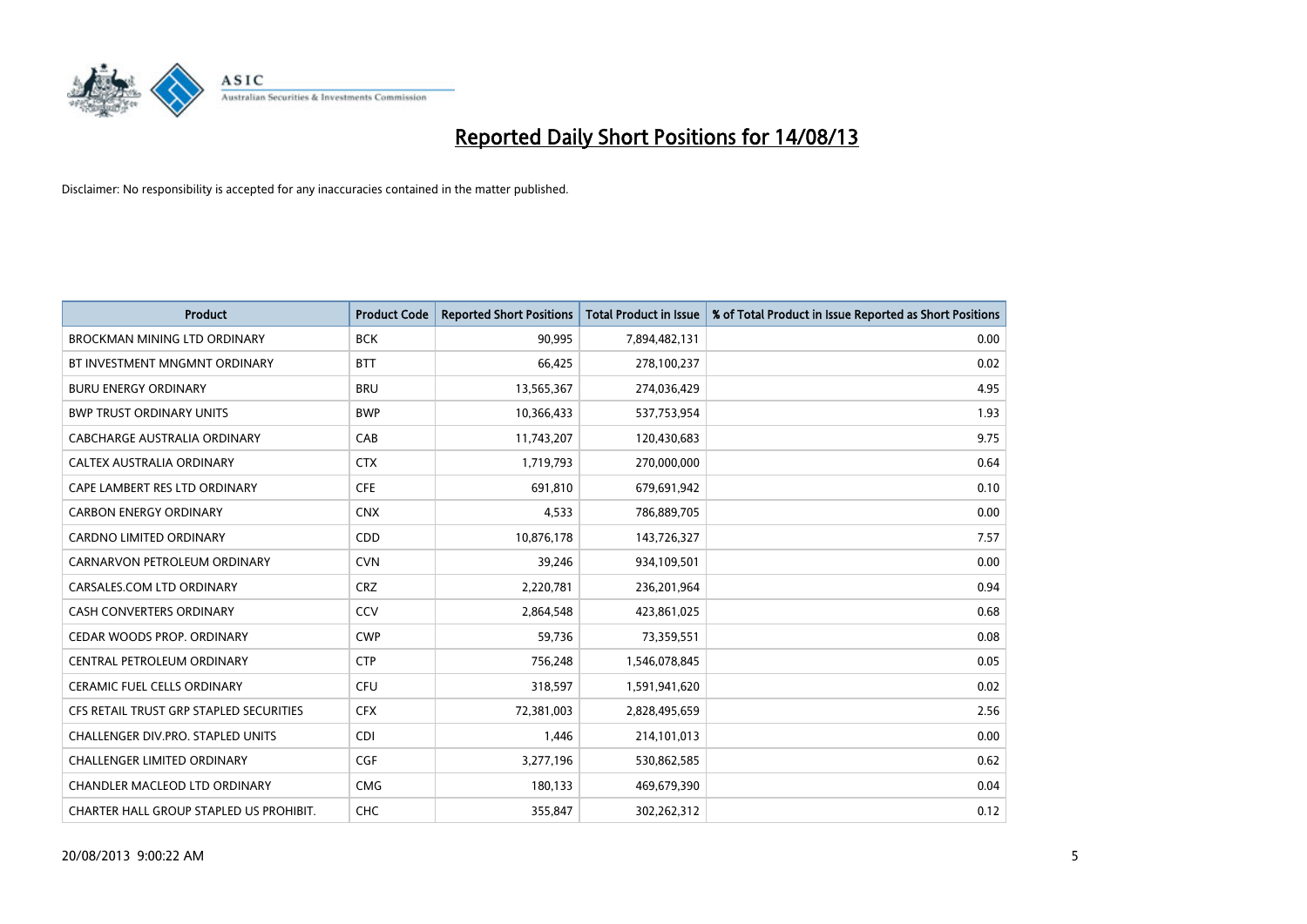# Reported Daily Short Positions for 14/08/13

Disclaimer: No responsibility is accepted for any inaccuracies contained in the matter published.

| Product | Product Code | Reported Short Positions | Total Product in Issue | % of Total Product in Issue Reported as Short Positions |
| --- | --- | --- | --- | --- |
| BROCKMAN MINING LTD ORDINARY | BCK | 90,995 | 7,894,482,131 | 0.00 |
| BT INVESTMENT MNGMNT ORDINARY | BTT | 66,425 | 278,100,237 | 0.02 |
| BURU ENERGY ORDINARY | BRU | 13,565,367 | 274,036,429 | 4.95 |
| BWP TRUST ORDINARY UNITS | BWP | 10,366,433 | 537,753,954 | 1.93 |
| CABCHARGE AUSTRALIA ORDINARY | CAB | 11,743,207 | 120,430,683 | 9.75 |
| CALTEX AUSTRALIA ORDINARY | CTX | 1,719,793 | 270,000,000 | 0.64 |
| CAPE LAMBERT RES LTD ORDINARY | CFE | 691,810 | 679,691,942 | 0.10 |
| CARBON ENERGY ORDINARY | CNX | 4,533 | 786,889,705 | 0.00 |
| CARDNO LIMITED ORDINARY | CDD | 10,876,178 | 143,726,327 | 7.57 |
| CARNARVON PETROLEUM ORDINARY | CVN | 39,246 | 934,109,501 | 0.00 |
| CARSALES.COM LTD ORDINARY | CRZ | 2,220,781 | 236,201,964 | 0.94 |
| CASH CONVERTERS ORDINARY | CCV | 2,864,548 | 423,861,025 | 0.68 |
| CEDAR WOODS PROP. ORDINARY | CWP | 59,736 | 73,359,551 | 0.08 |
| CENTRAL PETROLEUM ORDINARY | CTP | 756,248 | 1,546,078,845 | 0.05 |
| CERAMIC FUEL CELLS ORDINARY | CFU | 318,597 | 1,591,941,620 | 0.02 |
| CFS RETAIL TRUST GRP STAPLED SECURITIES | CFX | 72,381,003 | 2,828,495,659 | 2.56 |
| CHALLENGER DIV.PRO. STAPLED UNITS | CDI | 1,446 | 214,101,013 | 0.00 |
| CHALLENGER LIMITED ORDINARY | CGF | 3,277,196 | 530,862,585 | 0.62 |
| CHANDLER MACLEOD LTD ORDINARY | CMG | 180,133 | 469,679,390 | 0.04 |
| CHARTER HALL GROUP STAPLED US PROHIBIT. | CHC | 355,847 | 302,262,312 | 0.12 |

20/08/2013 9:00:22 AM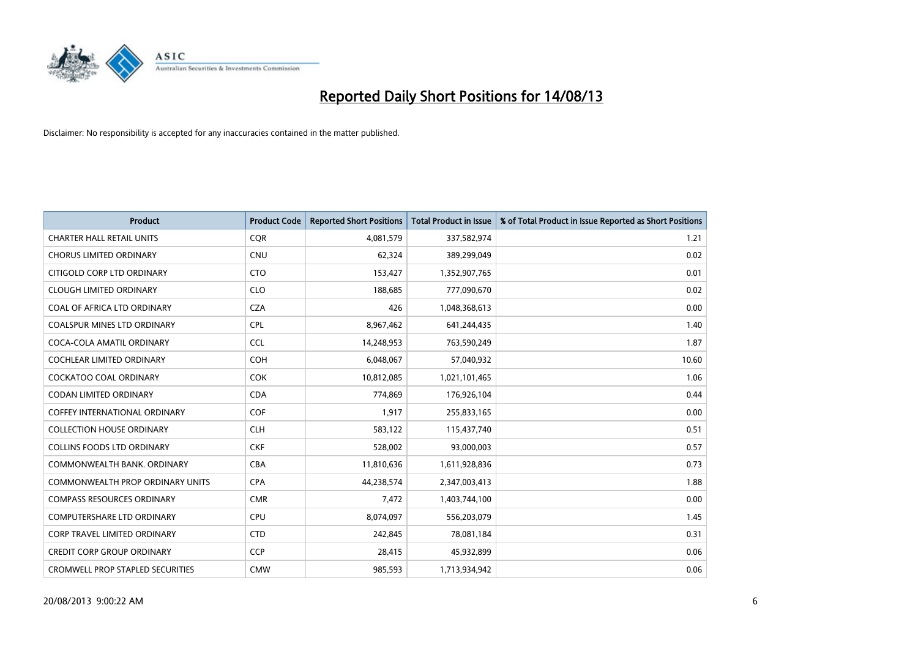# Reported Daily Short Positions for 14/08/13

Disclaimer: No responsibility is accepted for any inaccuracies contained in the matter published.

| Product | Product Code | Reported Short Positions | Total Product in Issue | % of Total Product in Issue Reported as Short Positions |
|---|---|---|---|---|
| CHARTER HALL RETAIL UNITS | CQR | 4,081,579 | 337,582,974 | 1.21 |
| CHORUS LIMITED ORDINARY | CNU | 62,324 | 389,299,049 | 0.02 |
| CITIGOLD CORP LTD ORDINARY | CTO | 153,427 | 1,352,907,765 | 0.01 |
| CLOUGH LIMITED ORDINARY | CLO | 188,685 | 777,090,670 | 0.02 |
| COAL OF AFRICA LTD ORDINARY | CZA | 426 | 1,048,368,613 | 0.00 |
| COALSPUR MINES LTD ORDINARY | CPL | 8,967,462 | 641,244,435 | 1.40 |
| COCA-COLA AMATIL ORDINARY | CCL | 14,248,953 | 763,590,249 | 1.87 |
| COCHLEAR LIMITED ORDINARY | COH | 6,048,067 | 57,040,932 | 10.60 |
| COCKATOO COAL ORDINARY | COK | 10,812,085 | 1,021,101,465 | 1.06 |
| CODAN LIMITED ORDINARY | CDA | 774,869 | 176,926,104 | 0.44 |
| COFFEY INTERNATIONAL ORDINARY | COF | 1,917 | 255,833,165 | 0.00 |
| COLLECTION HOUSE ORDINARY | CLH | 583,122 | 115,437,740 | 0.51 |
| COLLINS FOODS LTD ORDINARY | CKF | 528,002 | 93,000,003 | 0.57 |
| COMMONWEALTH BANK. ORDINARY | CBA | 11,810,636 | 1,611,928,836 | 0.73 |
| COMMONWEALTH PROP ORDINARY UNITS | CPA | 44,238,574 | 2,347,003,413 | 1.88 |
| COMPASS RESOURCES ORDINARY | CMR | 7,472 | 1,403,744,100 | 0.00 |
| COMPUTERSHARE LTD ORDINARY | CPU | 8,074,097 | 556,203,079 | 1.45 |
| CORP TRAVEL LIMITED ORDINARY | CTD | 242,845 | 78,081,184 | 0.31 |
| CREDIT CORP GROUP ORDINARY | CCP | 28,415 | 45,932,899 | 0.06 |
| CROMWELL PROP STAPLED SECURITIES | CMW | 985,593 | 1,713,934,942 | 0.06 |

20/08/2013 9:00:22 AM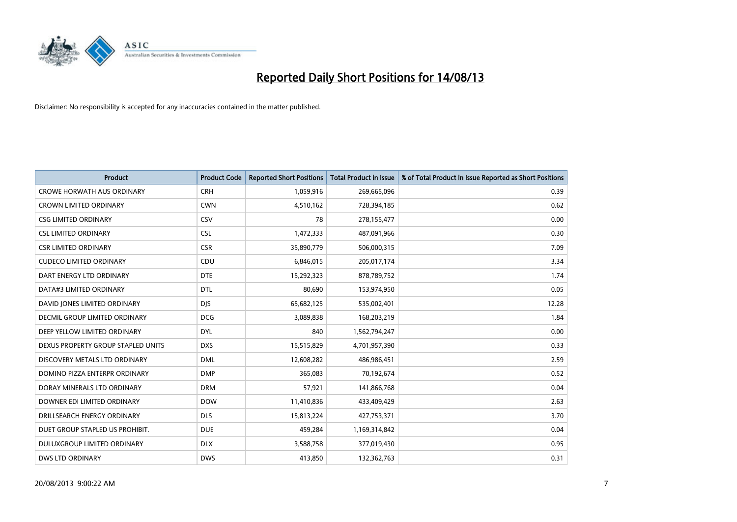# Reported Daily Short Positions for 14/08/13

Disclaimer: No responsibility is accepted for any inaccuracies contained in the matter published.

| Product | Product Code | Reported Short Positions | Total Product in Issue | % of Total Product in Issue Reported as Short Positions |
|---|---|---|---|---|
| CROWE HORWATH AUS ORDINARY | CRH | 1,059,916 | 269,665,096 | 0.39 |
| CROWN LIMITED ORDINARY | CWN | 4,510,162 | 728,394,185 | 0.62 |
| CSG LIMITED ORDINARY | CSV | 78 | 278,155,477 | 0.00 |
| CSL LIMITED ORDINARY | CSL | 1,472,333 | 487,091,966 | 0.30 |
| CSR LIMITED ORDINARY | CSR | 35,890,779 | 506,000,315 | 7.09 |
| CUDECO LIMITED ORDINARY | CDU | 6,846,015 | 205,017,174 | 3.34 |
| DART ENERGY LTD ORDINARY | DTE | 15,292,323 | 878,789,752 | 1.74 |
| DATA#3 LIMITED ORDINARY | DTL | 80,690 | 153,974,950 | 0.05 |
| DAVID JONES LIMITED ORDINARY | DJS | 65,682,125 | 535,002,401 | 12.28 |
| DECMIL GROUP LIMITED ORDINARY | DCG | 3,089,838 | 168,203,219 | 1.84 |
| DEEP YELLOW LIMITED ORDINARY | DYL | 840 | 1,562,794,247 | 0.00 |
| DEXUS PROPERTY GROUP STAPLED UNITS | DXS | 15,515,829 | 4,701,957,390 | 0.33 |
| DISCOVERY METALS LTD ORDINARY | DML | 12,608,282 | 486,986,451 | 2.59 |
| DOMINO PIZZA ENTERPR ORDINARY | DMP | 365,083 | 70,192,674 | 0.52 |
| DORAY MINERALS LTD ORDINARY | DRM | 57,921 | 141,866,768 | 0.04 |
| DOWNER EDI LIMITED ORDINARY | DOW | 11,410,836 | 433,409,429 | 2.63 |
| DRILLSEARCH ENERGY ORDINARY | DLS | 15,813,224 | 427,753,371 | 3.70 |
| DUET GROUP STAPLED US PROHIBIT. | DUE | 459,284 | 1,169,314,842 | 0.04 |
| DULUXGROUP LIMITED ORDINARY | DLX | 3,588,758 | 377,019,430 | 0.95 |
| DWS LTD ORDINARY | DWS | 413,850 | 132,362,763 | 0.31 |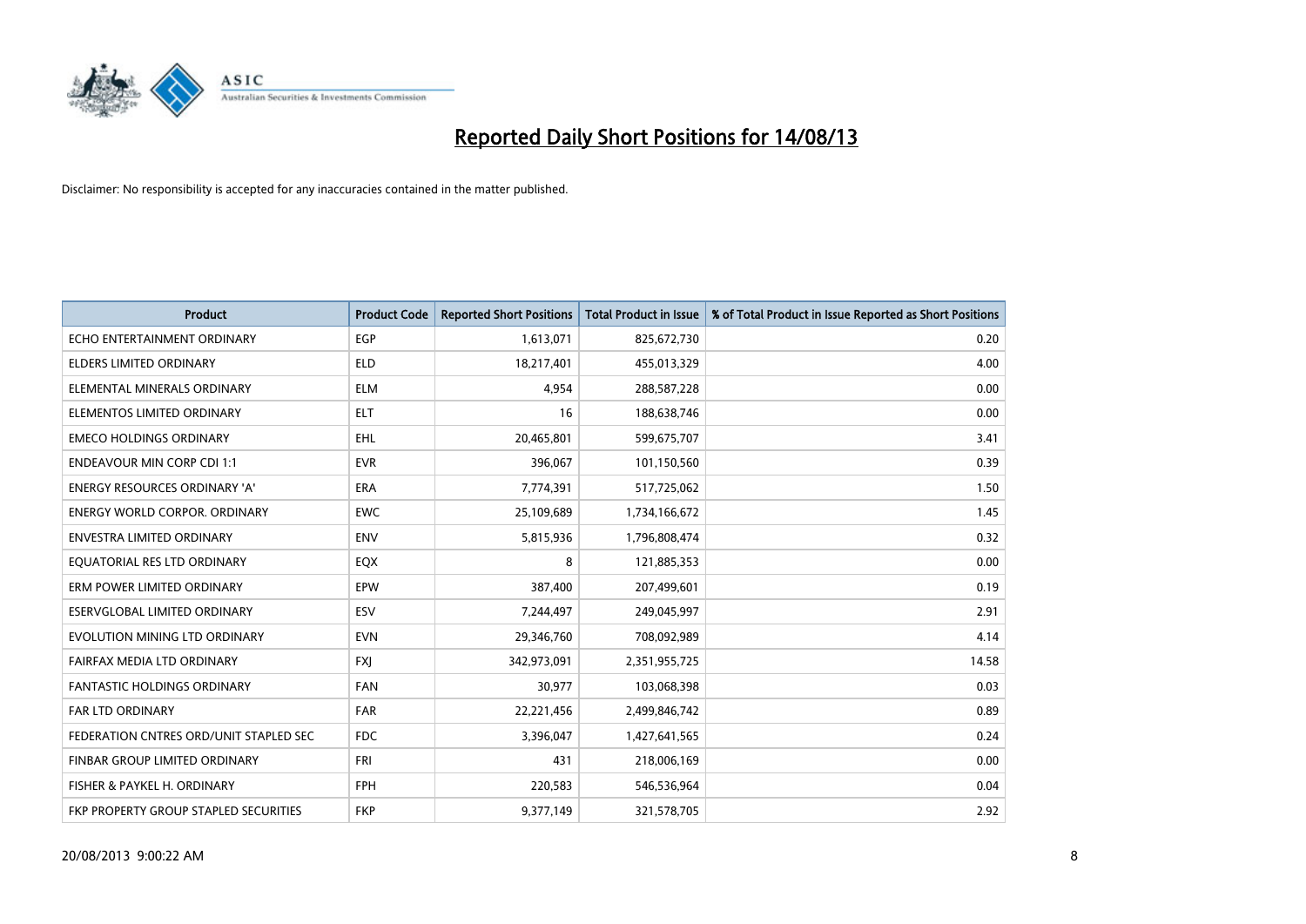# Reported Daily Short Positions for 14/08/13

Disclaimer: No responsibility is accepted for any inaccuracies contained in the matter published.

| Product | Product Code | Reported Short Positions | Total Product in Issue | % of Total Product in Issue Reported as Short Positions |
|---|---|---|---|---|
| ECHO ENTERTAINMENT ORDINARY | EGP | 1,613,071 | 825,672,730 | 0.20 |
| ELDERS LIMITED ORDINARY | ELD | 18,217,401 | 455,013,329 | 4.00 |
| ELEMENTAL MINERALS ORDINARY | ELM | 4,954 | 288,587,228 | 0.00 |
| ELEMENTOS LIMITED ORDINARY | ELT | 16 | 188,638,746 | 0.00 |
| EMECO HOLDINGS ORDINARY | EHL | 20,465,801 | 599,675,707 | 3.41 |
| ENDEAVOUR MIN CORP CDI 1:1 | EVR | 396,067 | 101,150,560 | 0.39 |
| ENERGY RESOURCES ORDINARY 'A' | ERA | 7,774,391 | 517,725,062 | 1.50 |
| ENERGY WORLD CORPOR. ORDINARY | EWC | 25,109,689 | 1,734,166,672 | 1.45 |
| ENVESTRA LIMITED ORDINARY | ENV | 5,815,936 | 1,796,808,474 | 0.32 |
| EQUATORIAL RES LTD ORDINARY | EQX | 8 | 121,885,353 | 0.00 |
| ERM POWER LIMITED ORDINARY | EPW | 387,400 | 207,499,601 | 0.19 |
| ESERVGLOBAL LIMITED ORDINARY | ESV | 7,244,497 | 249,045,997 | 2.91 |
| EVOLUTION MINING LTD ORDINARY | EVN | 29,346,760 | 708,092,989 | 4.14 |
| FAIRFAX MEDIA LTD ORDINARY | FXJ | 342,973,091 | 2,351,955,725 | 14.58 |
| FANTASTIC HOLDINGS ORDINARY | FAN | 30,977 | 103,068,398 | 0.03 |
| FAR LTD ORDINARY | FAR | 22,221,456 | 2,499,846,742 | 0.89 |
| FEDERATION CNTRES ORD/UNIT STAPLED SEC | FDC | 3,396,047 | 1,427,641,565 | 0.24 |
| FINBAR GROUP LIMITED ORDINARY | FRI | 431 | 218,006,169 | 0.00 |
| FISHER & PAYKEL H. ORDINARY | FPH | 220,583 | 546,536,964 | 0.04 |
| FKP PROPERTY GROUP STAPLED SECURITIES | FKP | 9,377,149 | 321,578,705 | 2.92 |

20/08/2013 9:00:22 AM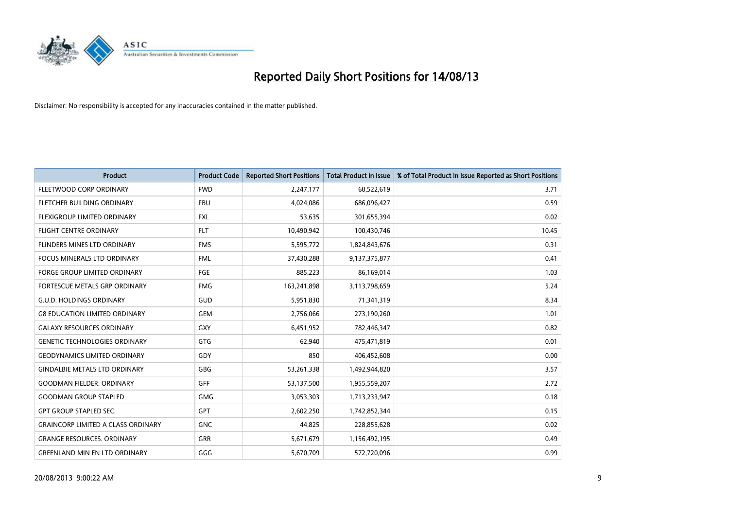# Reported Daily Short Positions for 14/08/13

Disclaimer: No responsibility is accepted for any inaccuracies contained in the matter published.

| Product | Product Code | Reported Short Positions | Total Product in Issue | % of Total Product in Issue Reported as Short Positions |
|---|---|---|---|---|
| FLEETWOOD CORP ORDINARY | FWD | 2,247,177 | 60,522,619 | 3.71 |
| FLETCHER BUILDING ORDINARY | FBU | 4,024,086 | 686,096,427 | 0.59 |
| FLEXIGROUP LIMITED ORDINARY | FXL | 53,635 | 301,655,394 | 0.02 |
| FLIGHT CENTRE ORDINARY | FLT | 10,490,942 | 100,430,746 | 10.45 |
| FLINDERS MINES LTD ORDINARY | FMS | 5,595,772 | 1,824,843,676 | 0.31 |
| FOCUS MINERALS LTD ORDINARY | FML | 37,430,288 | 9,137,375,877 | 0.41 |
| FORGE GROUP LIMITED ORDINARY | FGE | 885,223 | 86,169,014 | 1.03 |
| FORTESCUE METALS GRP ORDINARY | FMG | 163,241,898 | 3,113,798,659 | 5.24 |
| G.U.D. HOLDINGS ORDINARY | GUD | 5,951,830 | 71,341,319 | 8.34 |
| G8 EDUCATION LIMITED ORDINARY | GEM | 2,756,066 | 273,190,260 | 1.01 |
| GALAXY RESOURCES ORDINARY | GXY | 6,451,952 | 782,446,347 | 0.82 |
| GENETIC TECHNOLOGIES ORDINARY | GTG | 62,940 | 475,471,819 | 0.01 |
| GEODYNAMICS LIMITED ORDINARY | GDY | 850 | 406,452,608 | 0.00 |
| GINDALBIE METALS LTD ORDINARY | GBG | 53,261,338 | 1,492,944,820 | 3.57 |
| GOODMAN FIELDER. ORDINARY | GFF | 53,137,500 | 1,955,559,207 | 2.72 |
| GOODMAN GROUP STAPLED | GMG | 3,053,303 | 1,713,233,947 | 0.18 |
| GPT GROUP STAPLED SEC. | GPT | 2,602,250 | 1,742,852,344 | 0.15 |
| GRAINCORP LIMITED A CLASS ORDINARY | GNC | 44,825 | 228,855,628 | 0.02 |
| GRANGE RESOURCES. ORDINARY | GRR | 5,671,679 | 1,156,492,195 | 0.49 |
| GREENLAND MIN EN LTD ORDINARY | GGG | 5,670,709 | 572,720,096 | 0.99 |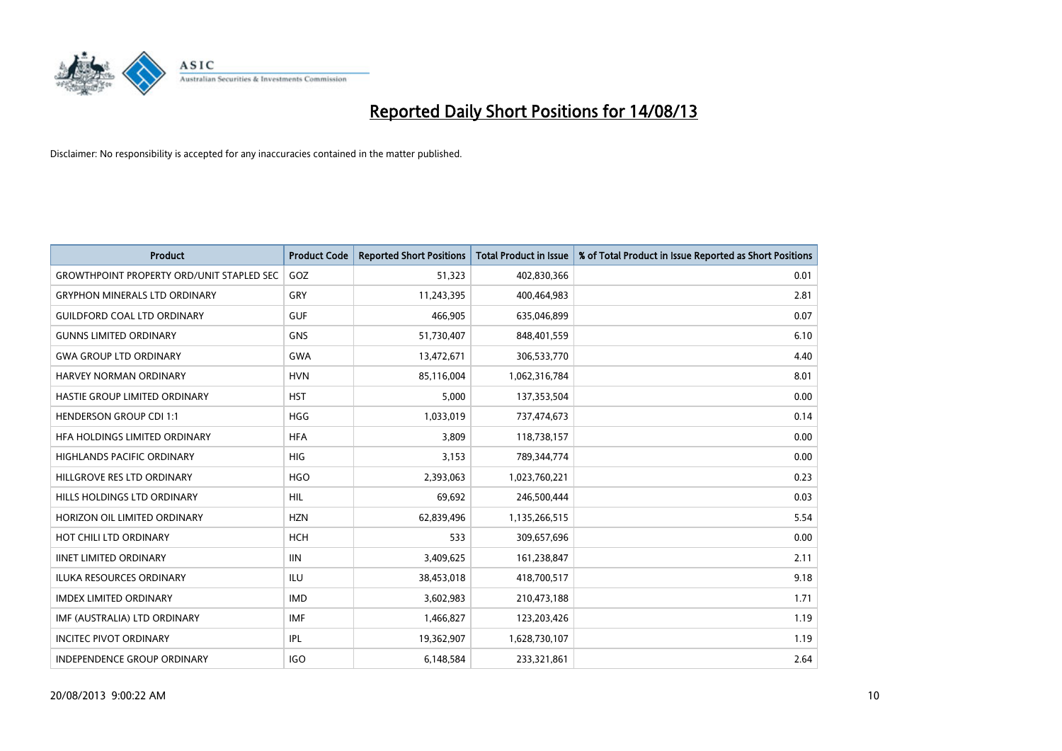# Reported Daily Short Positions for 14/08/13

Disclaimer: No responsibility is accepted for any inaccuracies contained in the matter published.

| Product | Product Code | Reported Short Positions | Total Product in Issue | % of Total Product in Issue Reported as Short Positions |
|---|---|---|---|---|
| GROWTHPOINT PROPERTY ORD/UNIT STAPLED SEC | GOZ | 51,323 | 402,830,366 | 0.01 |
| GRYPHON MINERALS LTD ORDINARY | GRY | 11,243,395 | 400,464,983 | 2.81 |
| GUILDFORD COAL LTD ORDINARY | GUF | 466,905 | 635,046,899 | 0.07 |
| GUNNS LIMITED ORDINARY | GNS | 51,730,407 | 848,401,559 | 6.10 |
| GWA GROUP LTD ORDINARY | GWA | 13,472,671 | 306,533,770 | 4.40 |
| HARVEY NORMAN ORDINARY | HVN | 85,116,004 | 1,062,316,784 | 8.01 |
| HASTIE GROUP LIMITED ORDINARY | HST | 5,000 | 137,353,504 | 0.00 |
| HENDERSON GROUP CDI 1:1 | HGG | 1,033,019 | 737,474,673 | 0.14 |
| HFA HOLDINGS LIMITED ORDINARY | HFA | 3,809 | 118,738,157 | 0.00 |
| HIGHLANDS PACIFIC ORDINARY | HIG | 3,153 | 789,344,774 | 0.00 |
| HILLGROVE RES LTD ORDINARY | HGO | 2,393,063 | 1,023,760,221 | 0.23 |
| HILLS HOLDINGS LTD ORDINARY | HIL | 69,692 | 246,500,444 | 0.03 |
| HORIZON OIL LIMITED ORDINARY | HZN | 62,839,496 | 1,135,266,515 | 5.54 |
| HOT CHILI LTD ORDINARY | HCH | 533 | 309,657,696 | 0.00 |
| IINET LIMITED ORDINARY | IIN | 3,409,625 | 161,238,847 | 2.11 |
| ILUKA RESOURCES ORDINARY | ILU | 38,453,018 | 418,700,517 | 9.18 |
| IMDEX LIMITED ORDINARY | IMD | 3,602,983 | 210,473,188 | 1.71 |
| IMF (AUSTRALIA) LTD ORDINARY | IMF | 1,466,827 | 123,203,426 | 1.19 |
| INCITEC PIVOT ORDINARY | IPL | 19,362,907 | 1,628,730,107 | 1.19 |
| INDEPENDENCE GROUP ORDINARY | IGO | 6,148,584 | 233,321,861 | 2.64 |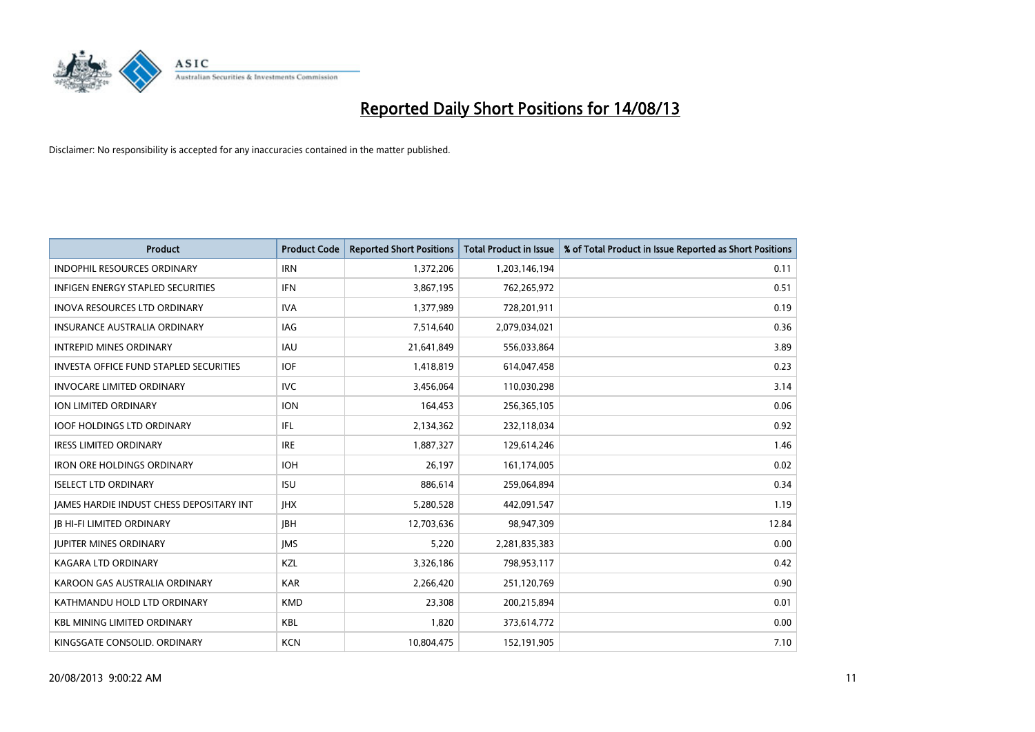# Reported Daily Short Positions for 14/08/13

Disclaimer: No responsibility is accepted for any inaccuracies contained in the matter published.

| Product | Product Code | Reported Short Positions | Total Product in Issue | % of Total Product in Issue Reported as Short Positions |
|---|---|---|---|---|
| INDOPHIL RESOURCES ORDINARY | IRN | 1,372,206 | 1,203,146,194 | 0.11 |
| INFIGEN ENERGY STAPLED SECURITIES | IFN | 3,867,195 | 762,265,972 | 0.51 |
| INOVA RESOURCES LTD ORDINARY | IVA | 1,377,989 | 728,201,911 | 0.19 |
| INSURANCE AUSTRALIA ORDINARY | IAG | 7,514,640 | 2,079,034,021 | 0.36 |
| INTREPID MINES ORDINARY | IAU | 21,641,849 | 556,033,864 | 3.89 |
| INVESTA OFFICE FUND STAPLED SECURITIES | IOF | 1,418,819 | 614,047,458 | 0.23 |
| INVOCARE LIMITED ORDINARY | IVC | 3,456,064 | 110,030,298 | 3.14 |
| ION LIMITED ORDINARY | ION | 164,453 | 256,365,105 | 0.06 |
| IOOF HOLDINGS LTD ORDINARY | IFL | 2,134,362 | 232,118,034 | 0.92 |
| IRESS LIMITED ORDINARY | IRE | 1,887,327 | 129,614,246 | 1.46 |
| IRON ORE HOLDINGS ORDINARY | IOH | 26,197 | 161,174,005 | 0.02 |
| ISELECT LTD ORDINARY | ISU | 886,614 | 259,064,894 | 0.34 |
| JAMES HARDIE INDUST CHESS DEPOSITARY INT | JHX | 5,280,528 | 442,091,547 | 1.19 |
| JB HI-FI LIMITED ORDINARY | JBH | 12,703,636 | 98,947,309 | 12.84 |
| JUPITER MINES ORDINARY | JMS | 5,220 | 2,281,835,383 | 0.00 |
| KAGARA LTD ORDINARY | KZL | 3,326,186 | 798,953,117 | 0.42 |
| KAROON GAS AUSTRALIA ORDINARY | KAR | 2,266,420 | 251,120,769 | 0.90 |
| KATHMANDU HOLD LTD ORDINARY | KMD | 23,308 | 200,215,894 | 0.01 |
| KBL MINING LIMITED ORDINARY | KBL | 1,820 | 373,614,772 | 0.00 |
| KINGSGATE CONSOLID. ORDINARY | KCN | 10,804,475 | 152,191,905 | 7.10 |

20/08/2013 9:00:22 AM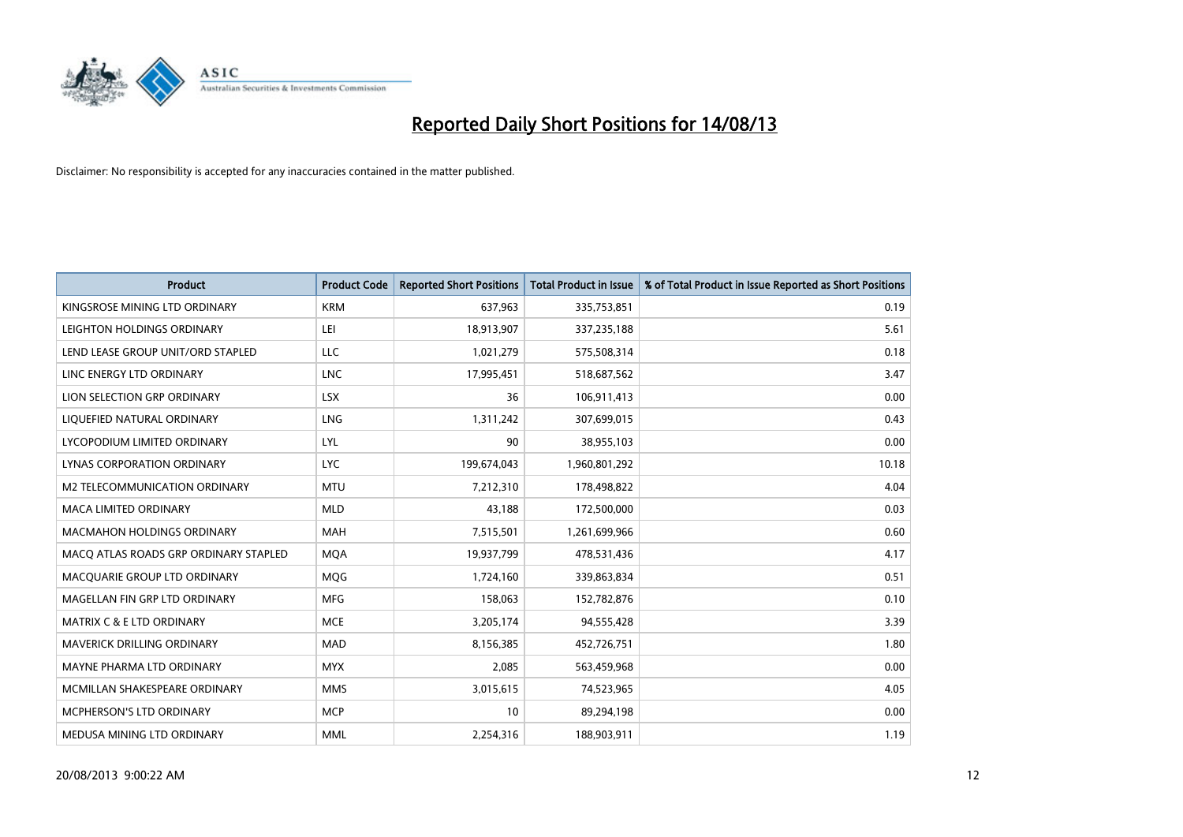# Reported Daily Short Positions for 14/08/13

Disclaimer: No responsibility is accepted for any inaccuracies contained in the matter published.

| Product | Product Code | Reported Short Positions | Total Product in Issue | % of Total Product in Issue Reported as Short Positions |
|---|---|---|---|---|
| KINGSROSE MINING LTD ORDINARY | KRM | 637,963 | 335,753,851 | 0.19 |
| LEIGHTON HOLDINGS ORDINARY | LEI | 18,913,907 | 337,235,188 | 5.61 |
| LEND LEASE GROUP UNIT/ORD STAPLED | LLC | 1,021,279 | 575,508,314 | 0.18 |
| LINC ENERGY LTD ORDINARY | LNC | 17,995,451 | 518,687,562 | 3.47 |
| LION SELECTION GRP ORDINARY | LSX | 36 | 106,911,413 | 0.00 |
| LIQUEFIED NATURAL ORDINARY | LNG | 1,311,242 | 307,699,015 | 0.43 |
| LYCOPODIUM LIMITED ORDINARY | LYL | 90 | 38,955,103 | 0.00 |
| LYNAS CORPORATION ORDINARY | LYC | 199,674,043 | 1,960,801,292 | 10.18 |
| M2 TELECOMMUNICATION ORDINARY | MTU | 7,212,310 | 178,498,822 | 4.04 |
| MACA LIMITED ORDINARY | MLD | 43,188 | 172,500,000 | 0.03 |
| MACMAHON HOLDINGS ORDINARY | MAH | 7,515,501 | 1,261,699,966 | 0.60 |
| MACQ ATLAS ROADS GRP ORDINARY STAPLED | MQA | 19,937,799 | 478,531,436 | 4.17 |
| MACQUARIE GROUP LTD ORDINARY | MQG | 1,724,160 | 339,863,834 | 0.51 |
| MAGELLAN FIN GRP LTD ORDINARY | MFG | 158,063 | 152,782,876 | 0.10 |
| MATRIX C & E LTD ORDINARY | MCE | 3,205,174 | 94,555,428 | 3.39 |
| MAVERICK DRILLING ORDINARY | MAD | 8,156,385 | 452,726,751 | 1.80 |
| MAYNE PHARMA LTD ORDINARY | MYX | 2,085 | 563,459,968 | 0.00 |
| MCMILLAN SHAKESPEARE ORDINARY | MMS | 3,015,615 | 74,523,965 | 4.05 |
| MCPHERSON'S LTD ORDINARY | MCP | 10 | 89,294,198 | 0.00 |
| MEDUSA MINING LTD ORDINARY | MML | 2,254,316 | 188,903,911 | 1.19 |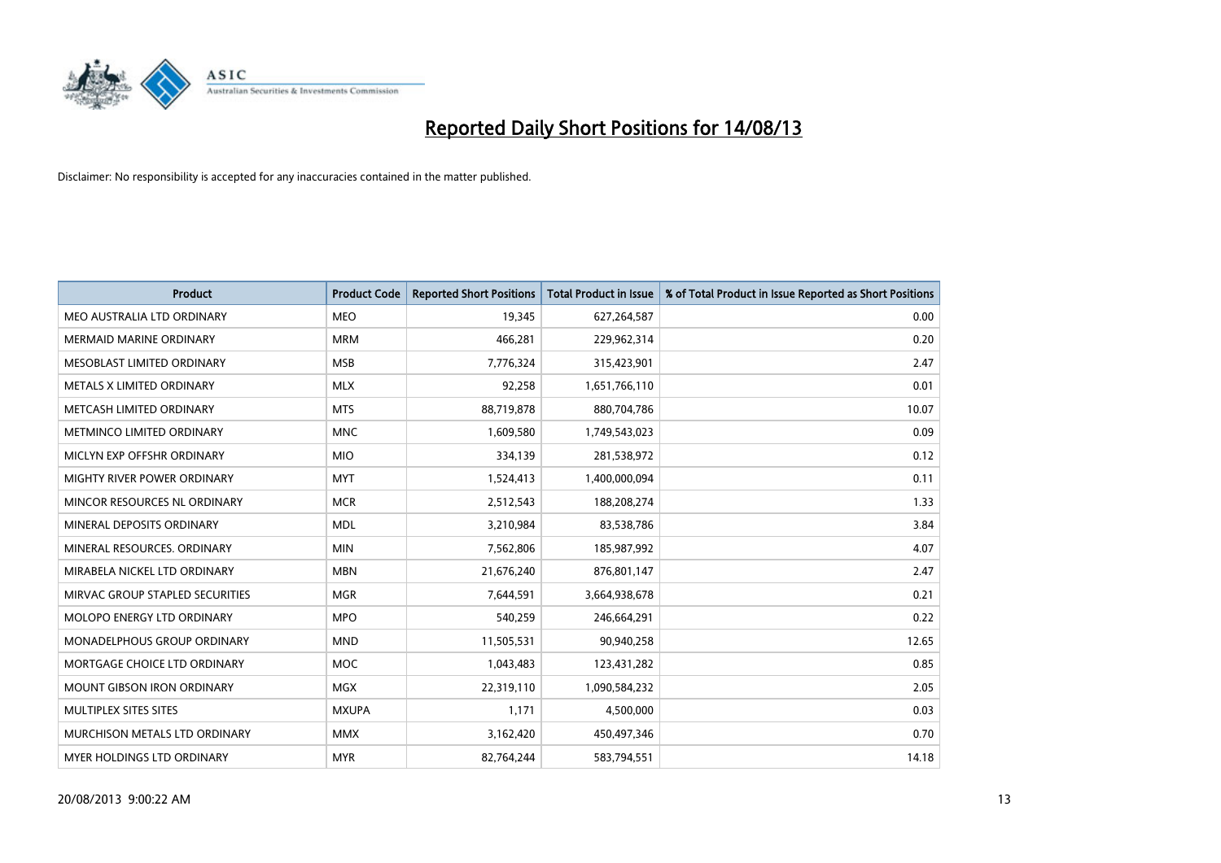# Reported Daily Short Positions for 14/08/13

Disclaimer: No responsibility is accepted for any inaccuracies contained in the matter published.

| Product | Product Code | Reported Short Positions | Total Product in Issue | % of Total Product in Issue Reported as Short Positions |
|---|---|---|---|---|
| MEO AUSTRALIA LTD ORDINARY | MEO | 19,345 | 627,264,587 | 0.00 |
| MERMAID MARINE ORDINARY | MRM | 466,281 | 229,962,314 | 0.20 |
| MESOBLAST LIMITED ORDINARY | MSB | 7,776,324 | 315,423,901 | 2.47 |
| METALS X LIMITED ORDINARY | MLX | 92,258 | 1,651,766,110 | 0.01 |
| METCASH LIMITED ORDINARY | MTS | 88,719,878 | 880,704,786 | 10.07 |
| METMINCO LIMITED ORDINARY | MNC | 1,609,580 | 1,749,543,023 | 0.09 |
| MICLYN EXP OFFSHR ORDINARY | MIO | 334,139 | 281,538,972 | 0.12 |
| MIGHTY RIVER POWER ORDINARY | MYT | 1,524,413 | 1,400,000,094 | 0.11 |
| MINCOR RESOURCES NL ORDINARY | MCR | 2,512,543 | 188,208,274 | 1.33 |
| MINERAL DEPOSITS ORDINARY | MDL | 3,210,984 | 83,538,786 | 3.84 |
| MINERAL RESOURCES. ORDINARY | MIN | 7,562,806 | 185,987,992 | 4.07 |
| MIRABELA NICKEL LTD ORDINARY | MBN | 21,676,240 | 876,801,147 | 2.47 |
| MIRVAC GROUP STAPLED SECURITIES | MGR | 7,644,591 | 3,664,938,678 | 0.21 |
| MOLOPO ENERGY LTD ORDINARY | MPO | 540,259 | 246,664,291 | 0.22 |
| MONADELPHOUS GROUP ORDINARY | MND | 11,505,531 | 90,940,258 | 12.65 |
| MORTGAGE CHOICE LTD ORDINARY | MOC | 1,043,483 | 123,431,282 | 0.85 |
| MOUNT GIBSON IRON ORDINARY | MGX | 22,319,110 | 1,090,584,232 | 2.05 |
| MULTIPLEX SITES SITES | MXUPA | 1,171 | 4,500,000 | 0.03 |
| MURCHISON METALS LTD ORDINARY | MMX | 3,162,420 | 450,497,346 | 0.70 |
| MYER HOLDINGS LTD ORDINARY | MYR | 82,764,244 | 583,794,551 | 14.18 |

20/08/2013 9:00:22 AM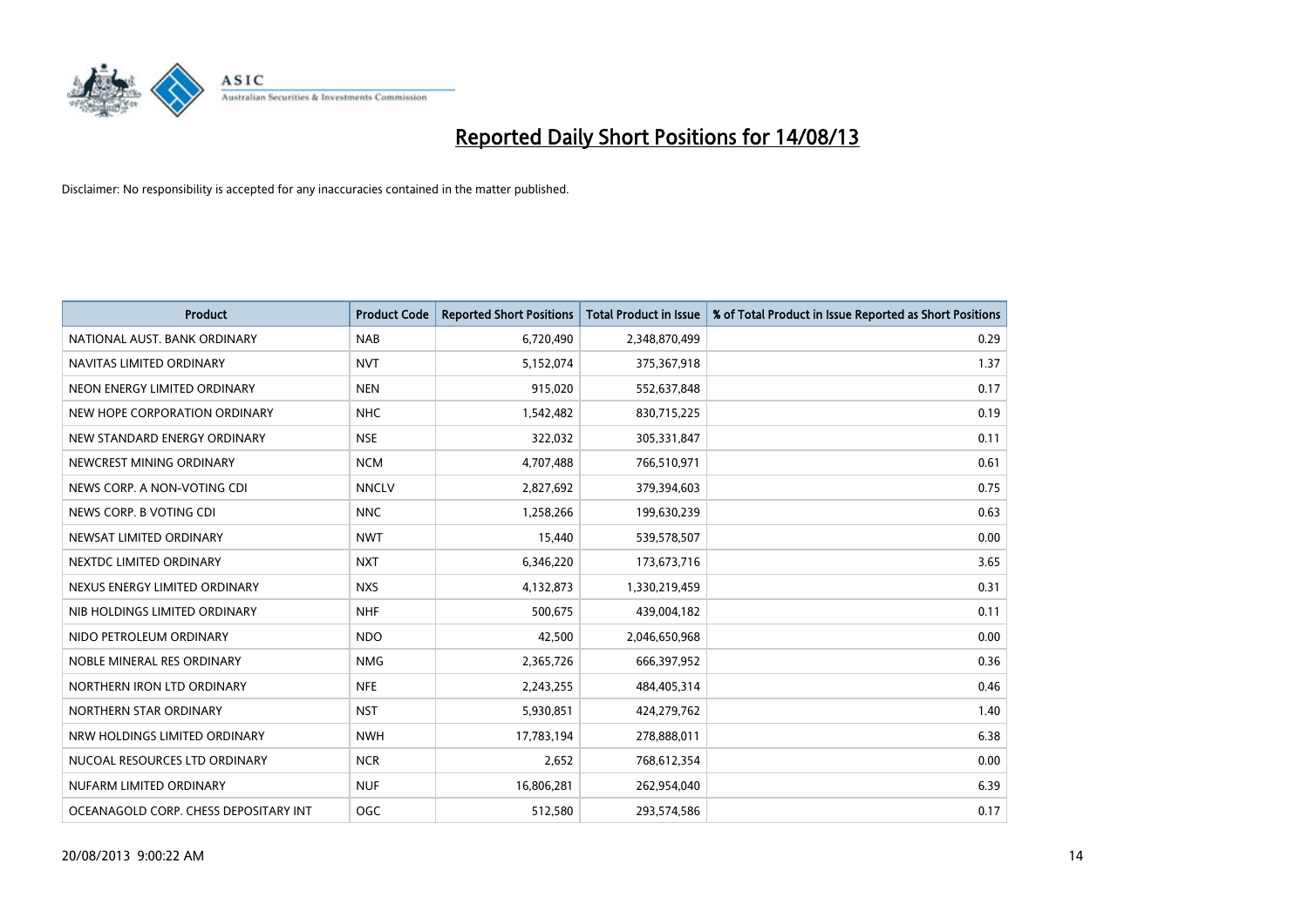# Reported Daily Short Positions for 14/08/13

Disclaimer: No responsibility is accepted for any inaccuracies contained in the matter published.

| Product | Product Code | Reported Short Positions | Total Product in Issue | % of Total Product in Issue Reported as Short Positions |
|---|---|---|---|---|
| NATIONAL AUST. BANK ORDINARY | NAB | 6,720,490 | 2,348,870,499 | 0.29 |
| NAVITAS LIMITED ORDINARY | NVT | 5,152,074 | 375,367,918 | 1.37 |
| NEON ENERGY LIMITED ORDINARY | NEN | 915,020 | 552,637,848 | 0.17 |
| NEW HOPE CORPORATION ORDINARY | NHC | 1,542,482 | 830,715,225 | 0.19 |
| NEW STANDARD ENERGY ORDINARY | NSE | 322,032 | 305,331,847 | 0.11 |
| NEWCREST MINING ORDINARY | NCM | 4,707,488 | 766,510,971 | 0.61 |
| NEWS CORP. A NON-VOTING CDI | NNCLV | 2,827,692 | 379,394,603 | 0.75 |
| NEWS CORP. B VOTING CDI | NNC | 1,258,266 | 199,630,239 | 0.63 |
| NEWSAT LIMITED ORDINARY | NWT | 15,440 | 539,578,507 | 0.00 |
| NEXTDC LIMITED ORDINARY | NXT | 6,346,220 | 173,673,716 | 3.65 |
| NEXUS ENERGY LIMITED ORDINARY | NXS | 4,132,873 | 1,330,219,459 | 0.31 |
| NIB HOLDINGS LIMITED ORDINARY | NHF | 500,675 | 439,004,182 | 0.11 |
| NIDO PETROLEUM ORDINARY | NDO | 42,500 | 2,046,650,968 | 0.00 |
| NOBLE MINERAL RES ORDINARY | NMG | 2,365,726 | 666,397,952 | 0.36 |
| NORTHERN IRON LTD ORDINARY | NFE | 2,243,255 | 484,405,314 | 0.46 |
| NORTHERN STAR ORDINARY | NST | 5,930,851 | 424,279,762 | 1.40 |
| NRW HOLDINGS LIMITED ORDINARY | NWH | 17,783,194 | 278,888,011 | 6.38 |
| NUCOAL RESOURCES LTD ORDINARY | NCR | 2,652 | 768,612,354 | 0.00 |
| NUFARM LIMITED ORDINARY | NUF | 16,806,281 | 262,954,040 | 6.39 |
| OCEANAGOLD CORP. CHESS DEPOSITARY INT | OGC | 512,580 | 293,574,586 | 0.17 |

20/08/2013 9:00:22 AM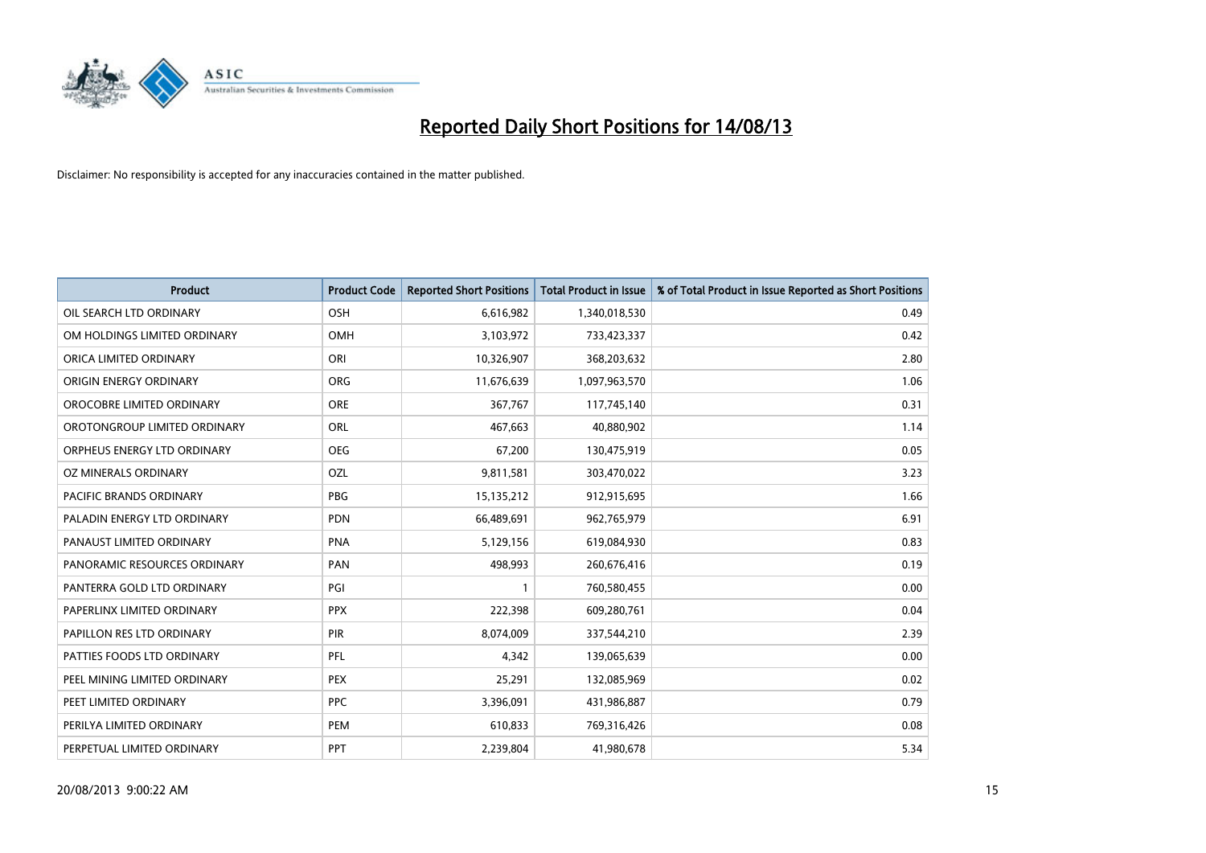# Reported Daily Short Positions for 14/08/13

Disclaimer: No responsibility is accepted for any inaccuracies contained in the matter published.

| Product | Product Code | Reported Short Positions | Total Product in Issue | % of Total Product in Issue Reported as Short Positions |
|---|---|---|---|---|
| OIL SEARCH LTD ORDINARY | OSH | 6,616,982 | 1,340,018,530 | 0.49 |
| OM HOLDINGS LIMITED ORDINARY | OMH | 3,103,972 | 733,423,337 | 0.42 |
| ORICA LIMITED ORDINARY | ORI | 10,326,907 | 368,203,632 | 2.80 |
| ORIGIN ENERGY ORDINARY | ORG | 11,676,639 | 1,097,963,570 | 1.06 |
| OROCOBRE LIMITED ORDINARY | ORE | 367,767 | 117,745,140 | 0.31 |
| OROTONGROUP LIMITED ORDINARY | ORL | 467,663 | 40,880,902 | 1.14 |
| ORPHEUS ENERGY LTD ORDINARY | OEG | 67,200 | 130,475,919 | 0.05 |
| OZ MINERALS ORDINARY | OZL | 9,811,581 | 303,470,022 | 3.23 |
| PACIFIC BRANDS ORDINARY | PBG | 15,135,212 | 912,915,695 | 1.66 |
| PALADIN ENERGY LTD ORDINARY | PDN | 66,489,691 | 962,765,979 | 6.91 |
| PANAUST LIMITED ORDINARY | PNA | 5,129,156 | 619,084,930 | 0.83 |
| PANORAMIC RESOURCES ORDINARY | PAN | 498,993 | 260,676,416 | 0.19 |
| PANTERRA GOLD LTD ORDINARY | PGI | 1 | 760,580,455 | 0.00 |
| PAPERLINX LIMITED ORDINARY | PPX | 222,398 | 609,280,761 | 0.04 |
| PAPILLON RES LTD ORDINARY | PIR | 8,074,009 | 337,544,210 | 2.39 |
| PATTIES FOODS LTD ORDINARY | PFL | 4,342 | 139,065,639 | 0.00 |
| PEEL MINING LIMITED ORDINARY | PEX | 25,291 | 132,085,969 | 0.02 |
| PEET LIMITED ORDINARY | PPC | 3,396,091 | 431,986,887 | 0.79 |
| PERILYA LIMITED ORDINARY | PEM | 610,833 | 769,316,426 | 0.08 |
| PERPETUAL LIMITED ORDINARY | PPT | 2,239,804 | 41,980,678 | 5.34 |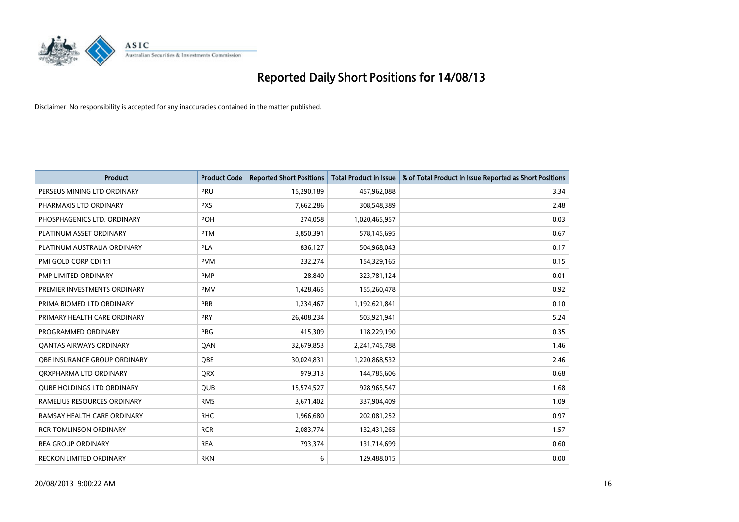# Reported Daily Short Positions for 14/08/13

Disclaimer: No responsibility is accepted for any inaccuracies contained in the matter published.

| Product | Product Code | Reported Short Positions | Total Product in Issue | % of Total Product in Issue Reported as Short Positions |
|---|---|---|---|---|
| PERSEUS MINING LTD ORDINARY | PRU | 15,290,189 | 457,962,088 | 3.34 |
| PHARMAXIS LTD ORDINARY | PXS | 7,662,286 | 308,548,389 | 2.48 |
| PHOSPHAGENICS LTD. ORDINARY | POH | 274,058 | 1,020,465,957 | 0.03 |
| PLATINUM ASSET ORDINARY | PTM | 3,850,391 | 578,145,695 | 0.67 |
| PLATINUM AUSTRALIA ORDINARY | PLA | 836,127 | 504,968,043 | 0.17 |
| PMI GOLD CORP CDI 1:1 | PVM | 232,274 | 154,329,165 | 0.15 |
| PMP LIMITED ORDINARY | PMP | 28,840 | 323,781,124 | 0.01 |
| PREMIER INVESTMENTS ORDINARY | PMV | 1,428,465 | 155,260,478 | 0.92 |
| PRIMA BIOMED LTD ORDINARY | PRR | 1,234,467 | 1,192,621,841 | 0.10 |
| PRIMARY HEALTH CARE ORDINARY | PRY | 26,408,234 | 503,921,941 | 5.24 |
| PROGRAMMED ORDINARY | PRG | 415,309 | 118,229,190 | 0.35 |
| QANTAS AIRWAYS ORDINARY | QAN | 32,679,853 | 2,241,745,788 | 1.46 |
| QBE INSURANCE GROUP ORDINARY | QBE | 30,024,831 | 1,220,868,532 | 2.46 |
| QRXPHARMA LTD ORDINARY | QRX | 979,313 | 144,785,606 | 0.68 |
| QUBE HOLDINGS LTD ORDINARY | QUB | 15,574,527 | 928,965,547 | 1.68 |
| RAMELIUS RESOURCES ORDINARY | RMS | 3,671,402 | 337,904,409 | 1.09 |
| RAMSAY HEALTH CARE ORDINARY | RHC | 1,966,680 | 202,081,252 | 0.97 |
| RCR TOMLINSON ORDINARY | RCR | 2,083,774 | 132,431,265 | 1.57 |
| REA GROUP ORDINARY | REA | 793,374 | 131,714,699 | 0.60 |
| RECKON LIMITED ORDINARY | RKN | 6 | 129,488,015 | 0.00 |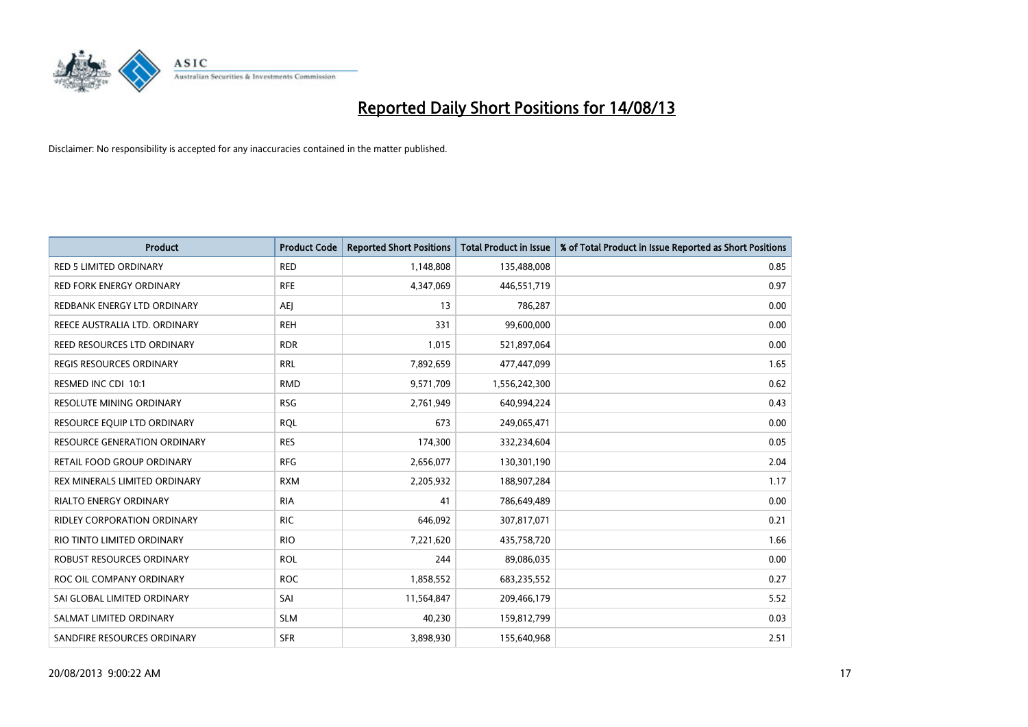# Reported Daily Short Positions for 14/08/13

Disclaimer: No responsibility is accepted for any inaccuracies contained in the matter published.

| Product | Product Code | Reported Short Positions | Total Product in Issue | % of Total Product in Issue Reported as Short Positions |
|---|---|---|---|---|
| RED 5 LIMITED ORDINARY | RED | 1,148,808 | 135,488,008 | 0.85 |
| RED FORK ENERGY ORDINARY | RFE | 4,347,069 | 446,551,719 | 0.97 |
| REDBANK ENERGY LTD ORDINARY | AEJ | 13 | 786,287 | 0.00 |
| REECE AUSTRALIA LTD. ORDINARY | REH | 331 | 99,600,000 | 0.00 |
| REED RESOURCES LTD ORDINARY | RDR | 1,015 | 521,897,064 | 0.00 |
| REGIS RESOURCES ORDINARY | RRL | 7,892,659 | 477,447,099 | 1.65 |
| RESMED INC CDI 10:1 | RMD | 9,571,709 | 1,556,242,300 | 0.62 |
| RESOLUTE MINING ORDINARY | RSG | 2,761,949 | 640,994,224 | 0.43 |
| RESOURCE EQUIP LTD ORDINARY | RQL | 673 | 249,065,471 | 0.00 |
| RESOURCE GENERATION ORDINARY | RES | 174,300 | 332,234,604 | 0.05 |
| RETAIL FOOD GROUP ORDINARY | RFG | 2,656,077 | 130,301,190 | 2.04 |
| REX MINERALS LIMITED ORDINARY | RXM | 2,205,932 | 188,907,284 | 1.17 |
| RIALTO ENERGY ORDINARY | RIA | 41 | 786,649,489 | 0.00 |
| RIDLEY CORPORATION ORDINARY | RIC | 646,092 | 307,817,071 | 0.21 |
| RIO TINTO LIMITED ORDINARY | RIO | 7,221,620 | 435,758,720 | 1.66 |
| ROBUST RESOURCES ORDINARY | ROL | 244 | 89,086,035 | 0.00 |
| ROC OIL COMPANY ORDINARY | ROC | 1,858,552 | 683,235,552 | 0.27 |
| SAI GLOBAL LIMITED ORDINARY | SAI | 11,564,847 | 209,466,179 | 5.52 |
| SALMAT LIMITED ORDINARY | SLM | 40,230 | 159,812,799 | 0.03 |
| SANDFIRE RESOURCES ORDINARY | SFR | 3,898,930 | 155,640,968 | 2.51 |

20/08/2013 9:00:22 AM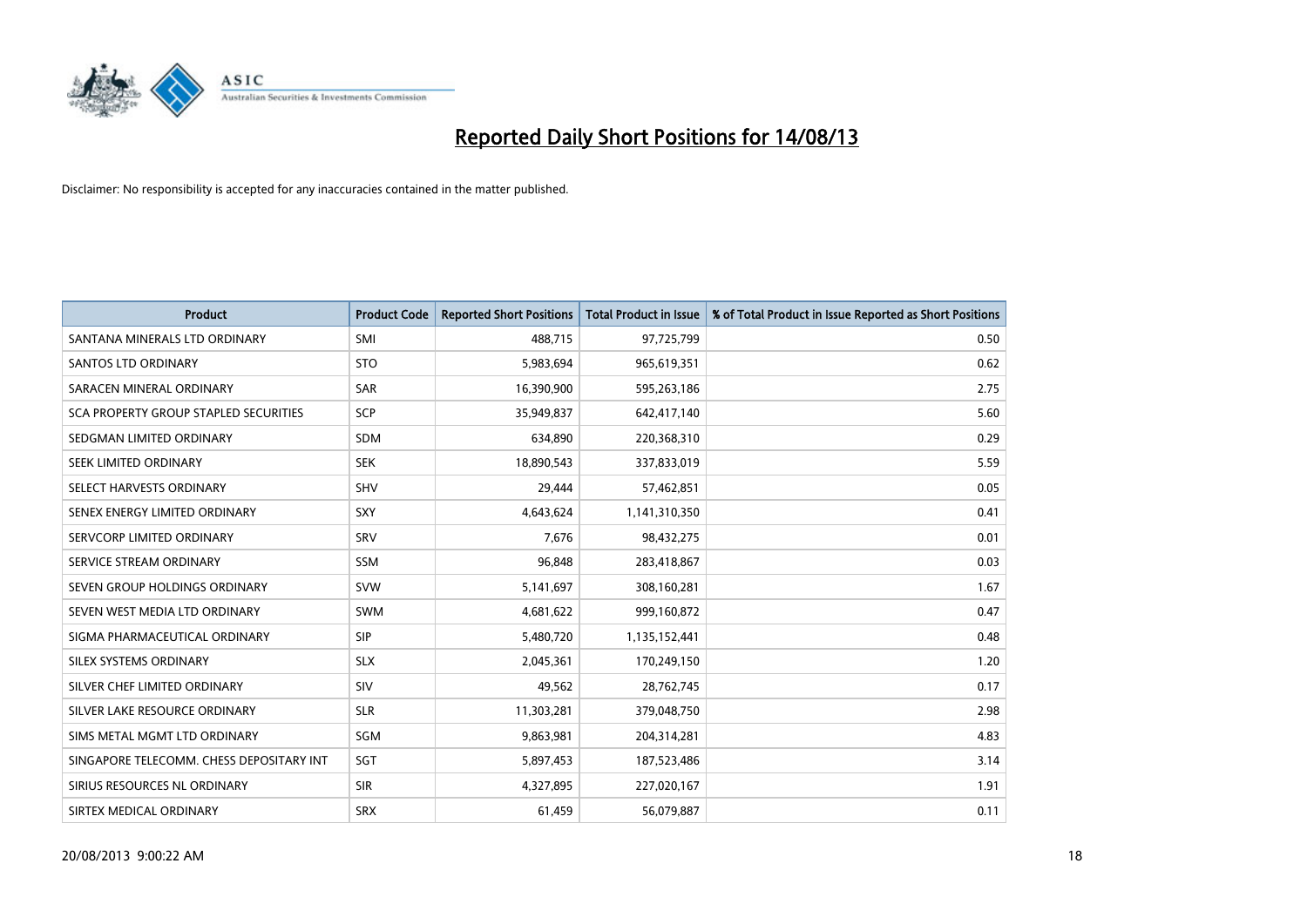# Reported Daily Short Positions for 14/08/13

Disclaimer: No responsibility is accepted for any inaccuracies contained in the matter published.

| Product | Product Code | Reported Short Positions | Total Product in Issue | % of Total Product in Issue Reported as Short Positions |
|---|---|---|---|---|
| SANTANA MINERALS LTD ORDINARY | SMI | 488,715 | 97,725,799 | 0.50 |
| SANTOS LTD ORDINARY | STO | 5,983,694 | 965,619,351 | 0.62 |
| SARACEN MINERAL ORDINARY | SAR | 16,390,900 | 595,263,186 | 2.75 |
| SCA PROPERTY GROUP STAPLED SECURITIES | SCP | 35,949,837 | 642,417,140 | 5.60 |
| SEDGMAN LIMITED ORDINARY | SDM | 634,890 | 220,368,310 | 0.29 |
| SEEK LIMITED ORDINARY | SEK | 18,890,543 | 337,833,019 | 5.59 |
| SELECT HARVESTS ORDINARY | SHV | 29,444 | 57,462,851 | 0.05 |
| SENEX ENERGY LIMITED ORDINARY | SXY | 4,643,624 | 1,141,310,350 | 0.41 |
| SERVCORP LIMITED ORDINARY | SRV | 7,676 | 98,432,275 | 0.01 |
| SERVICE STREAM ORDINARY | SSM | 96,848 | 283,418,867 | 0.03 |
| SEVEN GROUP HOLDINGS ORDINARY | SVW | 5,141,697 | 308,160,281 | 1.67 |
| SEVEN WEST MEDIA LTD ORDINARY | SWM | 4,681,622 | 999,160,872 | 0.47 |
| SIGMA PHARMACEUTICAL ORDINARY | SIP | 5,480,720 | 1,135,152,441 | 0.48 |
| SILEX SYSTEMS ORDINARY | SLX | 2,045,361 | 170,249,150 | 1.20 |
| SILVER CHEF LIMITED ORDINARY | SIV | 49,562 | 28,762,745 | 0.17 |
| SILVER LAKE RESOURCE ORDINARY | SLR | 11,303,281 | 379,048,750 | 2.98 |
| SIMS METAL MGMT LTD ORDINARY | SGM | 9,863,981 | 204,314,281 | 4.83 |
| SINGAPORE TELECOMM. CHESS DEPOSITARY INT | SGT | 5,897,453 | 187,523,486 | 3.14 |
| SIRIUS RESOURCES NL ORDINARY | SIR | 4,327,895 | 227,020,167 | 1.91 |
| SIRTEX MEDICAL ORDINARY | SRX | 61,459 | 56,079,887 | 0.11 |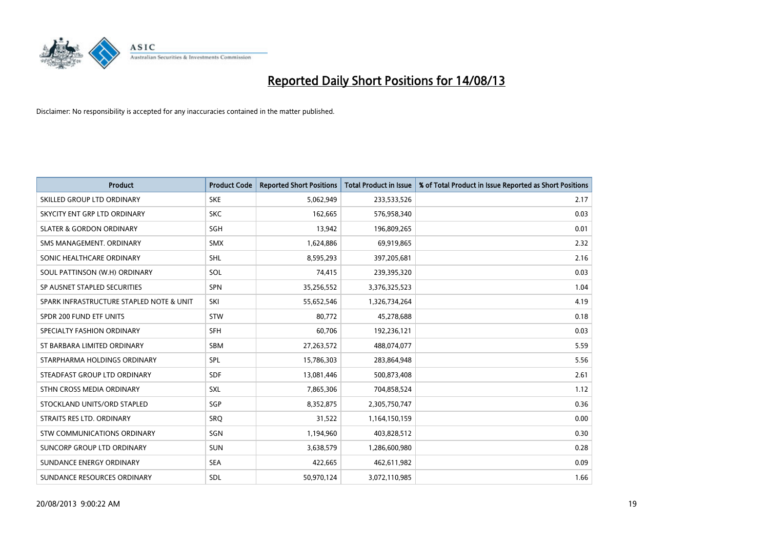# Reported Daily Short Positions for 14/08/13

Disclaimer: No responsibility is accepted for any inaccuracies contained in the matter published.

| Product | Product Code | Reported Short Positions | Total Product in Issue | % of Total Product in Issue Reported as Short Positions |
|---|---|---|---|---|
| SKILLED GROUP LTD ORDINARY | SKE | 5,062,949 | 233,533,526 | 2.17 |
| SKYCITY ENT GRP LTD ORDINARY | SKC | 162,665 | 576,958,340 | 0.03 |
| SLATER & GORDON ORDINARY | SGH | 13,942 | 196,809,265 | 0.01 |
| SMS MANAGEMENT. ORDINARY | SMX | 1,624,886 | 69,919,865 | 2.32 |
| SONIC HEALTHCARE ORDINARY | SHL | 8,595,293 | 397,205,681 | 2.16 |
| SOUL PATTINSON (W.H) ORDINARY | SOL | 74,415 | 239,395,320 | 0.03 |
| SP AUSNET STAPLED SECURITIES | SPN | 35,256,552 | 3,376,325,523 | 1.04 |
| SPARK INFRASTRUCTURE STAPLED NOTE & UNIT | SKI | 55,652,546 | 1,326,734,264 | 4.19 |
| SPDR 200 FUND ETF UNITS | STW | 80,772 | 45,278,688 | 0.18 |
| SPECIALTY FASHION ORDINARY | SFH | 60,706 | 192,236,121 | 0.03 |
| ST BARBARA LIMITED ORDINARY | SBM | 27,263,572 | 488,074,077 | 5.59 |
| STARPHARMA HOLDINGS ORDINARY | SPL | 15,786,303 | 283,864,948 | 5.56 |
| STEADFAST GROUP LTD ORDINARY | SDF | 13,081,446 | 500,873,408 | 2.61 |
| STHN CROSS MEDIA ORDINARY | SXL | 7,865,306 | 704,858,524 | 1.12 |
| STOCKLAND UNITS/ORD STAPLED | SGP | 8,352,875 | 2,305,750,747 | 0.36 |
| STRAITS RES LTD. ORDINARY | SRQ | 31,522 | 1,164,150,159 | 0.00 |
| STW COMMUNICATIONS ORDINARY | SGN | 1,194,960 | 403,828,512 | 0.30 |
| SUNCORP GROUP LTD ORDINARY | SUN | 3,638,579 | 1,286,600,980 | 0.28 |
| SUNDANCE ENERGY ORDINARY | SEA | 422,665 | 462,611,982 | 0.09 |
| SUNDANCE RESOURCES ORDINARY | SDL | 50,970,124 | 3,072,110,985 | 1.66 |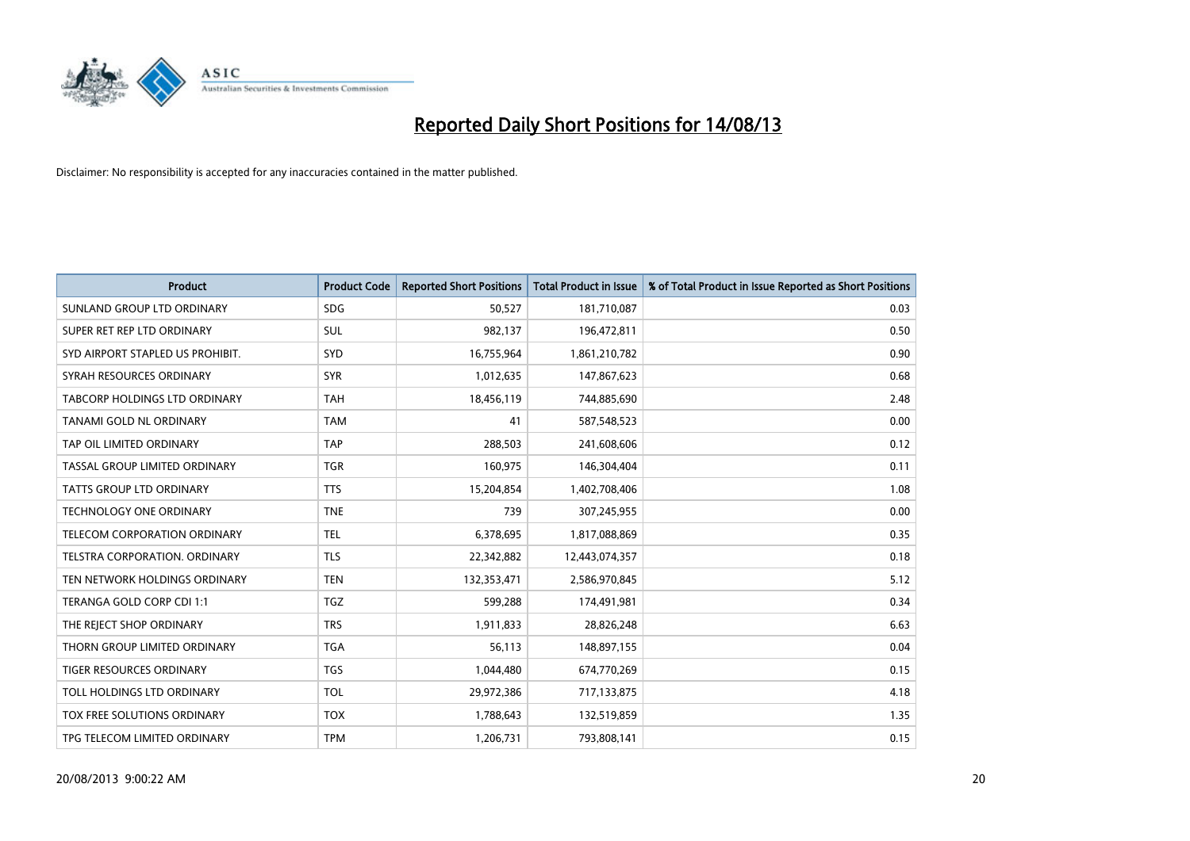# Reported Daily Short Positions for 14/08/13

Disclaimer: No responsibility is accepted for any inaccuracies contained in the matter published.

| Product | Product Code | Reported Short Positions | Total Product in Issue | % of Total Product in Issue Reported as Short Positions |
|---|---|---|---|---|
| SUNLAND GROUP LTD ORDINARY | SDG | 50,527 | 181,710,087 | 0.03 |
| SUPER RET REP LTD ORDINARY | SUL | 982,137 | 196,472,811 | 0.50 |
| SYD AIRPORT STAPLED US PROHIBIT. | SYD | 16,755,964 | 1,861,210,782 | 0.90 |
| SYRAH RESOURCES ORDINARY | SYR | 1,012,635 | 147,867,623 | 0.68 |
| TABCORP HOLDINGS LTD ORDINARY | TAH | 18,456,119 | 744,885,690 | 2.48 |
| TANAMI GOLD NL ORDINARY | TAM | 41 | 587,548,523 | 0.00 |
| TAP OIL LIMITED ORDINARY | TAP | 288,503 | 241,608,606 | 0.12 |
| TASSAL GROUP LIMITED ORDINARY | TGR | 160,975 | 146,304,404 | 0.11 |
| TATTS GROUP LTD ORDINARY | TTS | 15,204,854 | 1,402,708,406 | 1.08 |
| TECHNOLOGY ONE ORDINARY | TNE | 739 | 307,245,955 | 0.00 |
| TELECOM CORPORATION ORDINARY | TEL | 6,378,695 | 1,817,088,869 | 0.35 |
| TELSTRA CORPORATION. ORDINARY | TLS | 22,342,882 | 12,443,074,357 | 0.18 |
| TEN NETWORK HOLDINGS ORDINARY | TEN | 132,353,471 | 2,586,970,845 | 5.12 |
| TERANGA GOLD CORP CDI 1:1 | TGZ | 599,288 | 174,491,981 | 0.34 |
| THE REJECT SHOP ORDINARY | TRS | 1,911,833 | 28,826,248 | 6.63 |
| THORN GROUP LIMITED ORDINARY | TGA | 56,113 | 148,897,155 | 0.04 |
| TIGER RESOURCES ORDINARY | TGS | 1,044,480 | 674,770,269 | 0.15 |
| TOLL HOLDINGS LTD ORDINARY | TOL | 29,972,386 | 717,133,875 | 4.18 |
| TOX FREE SOLUTIONS ORDINARY | TOX | 1,788,643 | 132,519,859 | 1.35 |
| TPG TELECOM LIMITED ORDINARY | TPM | 1,206,731 | 793,808,141 | 0.15 |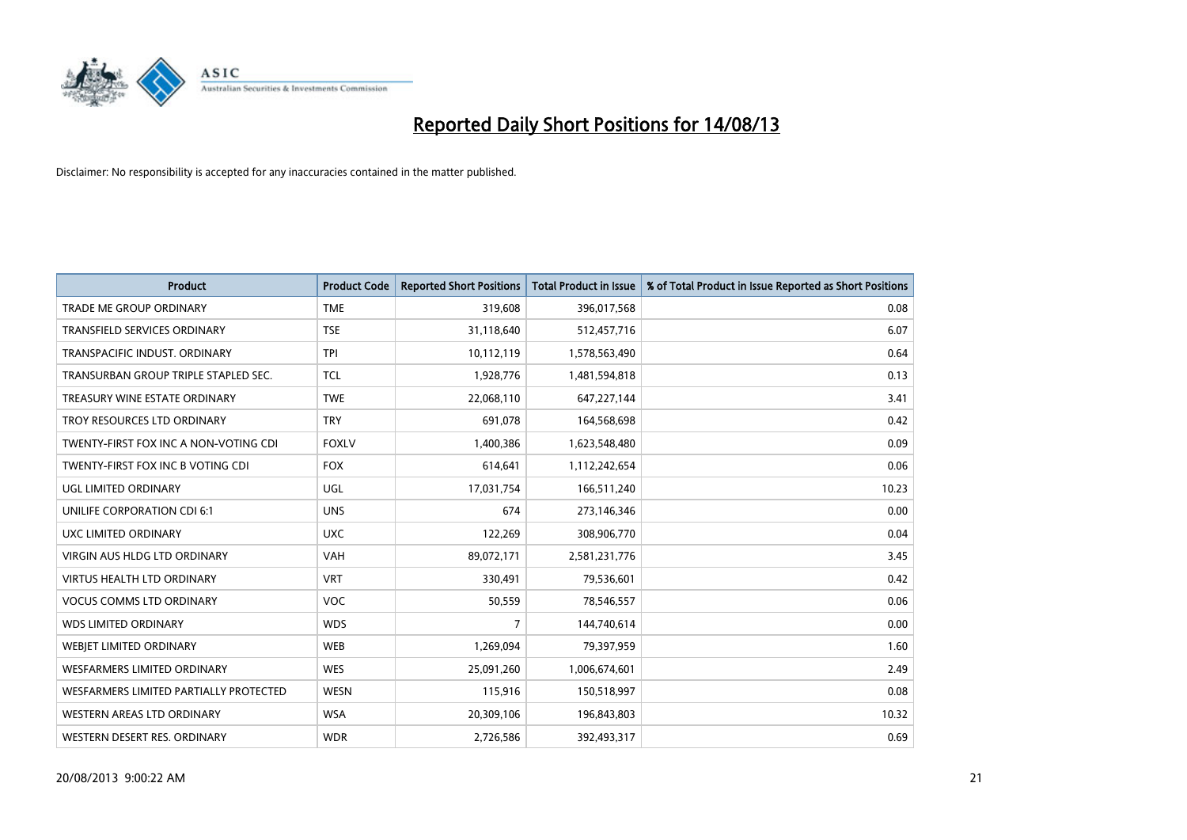# Reported Daily Short Positions for 14/08/13

Disclaimer: No responsibility is accepted for any inaccuracies contained in the matter published.

| Product | Product Code | Reported Short Positions | Total Product in Issue | % of Total Product in Issue Reported as Short Positions |
|---|---|---|---|---|
| TRADE ME GROUP ORDINARY | TME | 319,608 | 396,017,568 | 0.08 |
| TRANSFIELD SERVICES ORDINARY | TSE | 31,118,640 | 512,457,716 | 6.07 |
| TRANSPACIFIC INDUST. ORDINARY | TPI | 10,112,119 | 1,578,563,490 | 0.64 |
| TRANSURBAN GROUP TRIPLE STAPLED SEC. | TCL | 1,928,776 | 1,481,594,818 | 0.13 |
| TREASURY WINE ESTATE ORDINARY | TWE | 22,068,110 | 647,227,144 | 3.41 |
| TROY RESOURCES LTD ORDINARY | TRY | 691,078 | 164,568,698 | 0.42 |
| TWENTY-FIRST FOX INC A NON-VOTING CDI | FOXLV | 1,400,386 | 1,623,548,480 | 0.09 |
| TWENTY-FIRST FOX INC B VOTING CDI | FOX | 614,641 | 1,112,242,654 | 0.06 |
| UGL LIMITED ORDINARY | UGL | 17,031,754 | 166,511,240 | 10.23 |
| UNILIFE CORPORATION CDI 6:1 | UNS | 674 | 273,146,346 | 0.00 |
| UXC LIMITED ORDINARY | UXC | 122,269 | 308,906,770 | 0.04 |
| VIRGIN AUS HLDG LTD ORDINARY | VAH | 89,072,171 | 2,581,231,776 | 3.45 |
| VIRTUS HEALTH LTD ORDINARY | VRT | 330,491 | 79,536,601 | 0.42 |
| VOCUS COMMS LTD ORDINARY | VOC | 50,559 | 78,546,557 | 0.06 |
| WDS LIMITED ORDINARY | WDS | 7 | 144,740,614 | 0.00 |
| WEBJET LIMITED ORDINARY | WEB | 1,269,094 | 79,397,959 | 1.60 |
| WESFARMERS LIMITED ORDINARY | WES | 25,091,260 | 1,006,674,601 | 2.49 |
| WESFARMERS LIMITED PARTIALLY PROTECTED | WESN | 115,916 | 150,518,997 | 0.08 |
| WESTERN AREAS LTD ORDINARY | WSA | 20,309,106 | 196,843,803 | 10.32 |
| WESTERN DESERT RES. ORDINARY | WDR | 2,726,586 | 392,493,317 | 0.69 |

20/08/2013 9:00:22 AM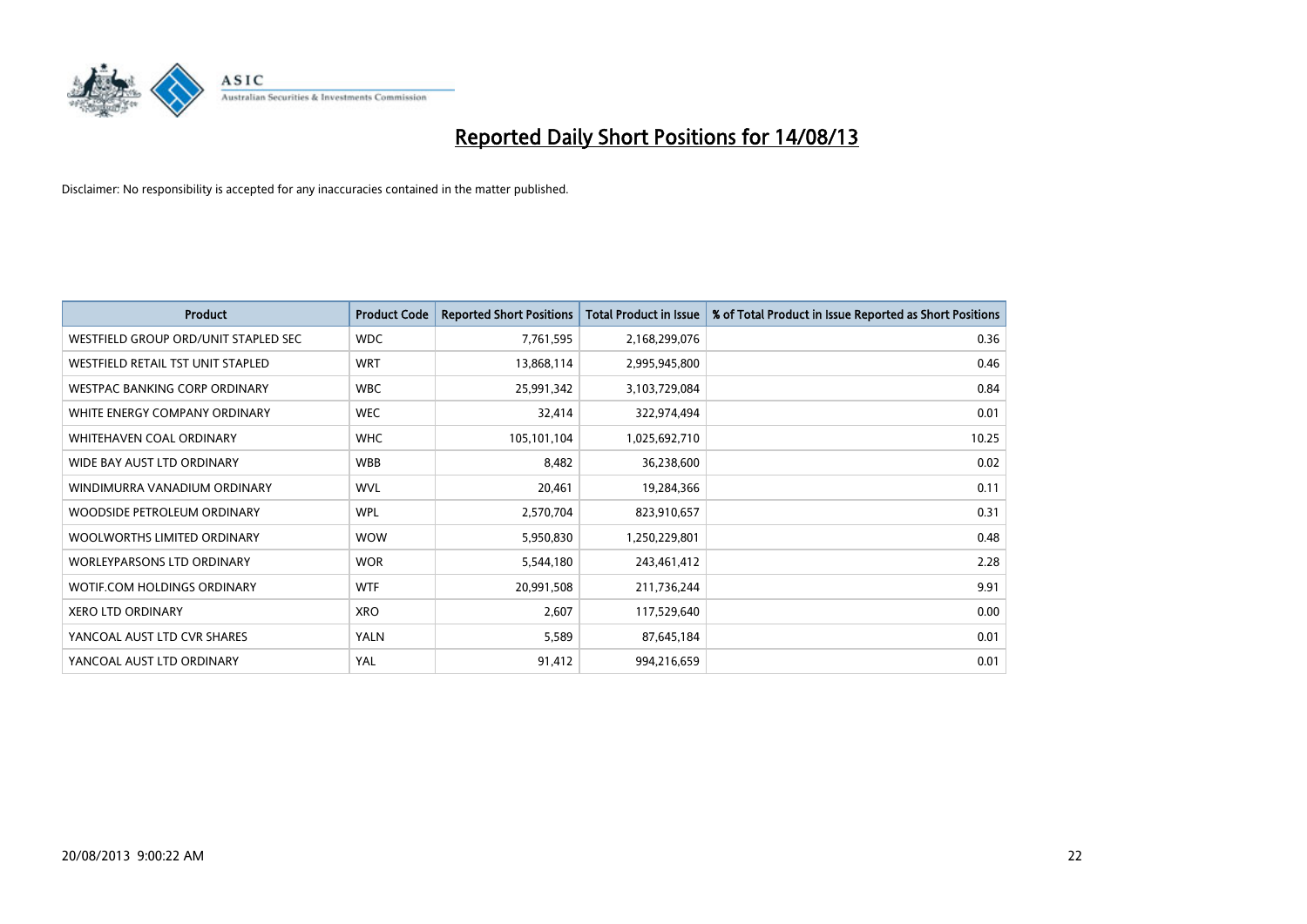# Reported Daily Short Positions for 14/08/13

Disclaimer: No responsibility is accepted for any inaccuracies contained in the matter published.

| Product | Product Code | Reported Short Positions | Total Product in Issue | % of Total Product in Issue Reported as Short Positions |
|---|---|---|---|---|
| WESTFIELD GROUP ORD/UNIT STAPLED SEC | WDC | 7,761,595 | 2,168,299,076 | 0.36 |
| WESTFIELD RETAIL TST UNIT STAPLED | WRT | 13,868,114 | 2,995,945,800 | 0.46 |
| WESTPAC BANKING CORP ORDINARY | WBC | 25,991,342 | 3,103,729,084 | 0.84 |
| WHITE ENERGY COMPANY ORDINARY | WEC | 32,414 | 322,974,494 | 0.01 |
| WHITEHAVEN COAL ORDINARY | WHC | 105,101,104 | 1,025,692,710 | 10.25 |
| WIDE BAY AUST LTD ORDINARY | WBB | 8,482 | 36,238,600 | 0.02 |
| WINDIMURRA VANADIUM ORDINARY | WVL | 20,461 | 19,284,366 | 0.11 |
| WOODSIDE PETROLEUM ORDINARY | WPL | 2,570,704 | 823,910,657 | 0.31 |
| WOOLWORTHS LIMITED ORDINARY | WOW | 5,950,830 | 1,250,229,801 | 0.48 |
| WORLEYPARSONS LTD ORDINARY | WOR | 5,544,180 | 243,461,412 | 2.28 |
| WOTIF.COM HOLDINGS ORDINARY | WTF | 20,991,508 | 211,736,244 | 9.91 |
| XERO LTD ORDINARY | XRO | 2,607 | 117,529,640 | 0.00 |
| YANCOAL AUST LTD CVR SHARES | YALN | 5,589 | 87,645,184 | 0.01 |
| YANCOAL AUST LTD ORDINARY | YAL | 91,412 | 994,216,659 | 0.01 |